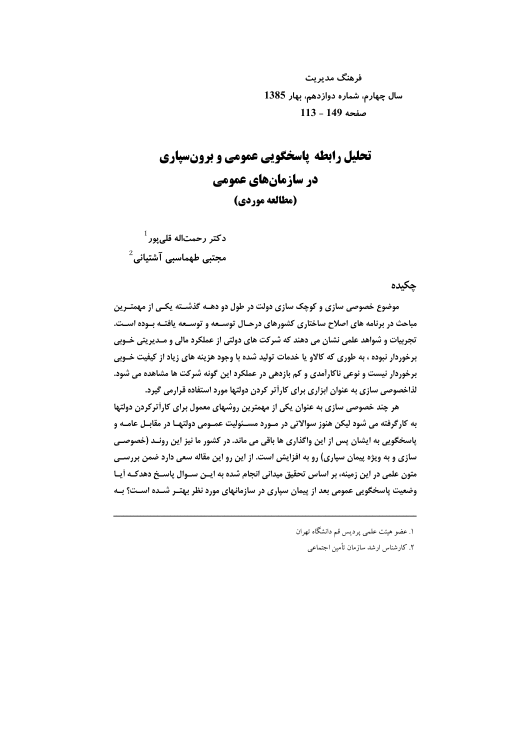فرهنگ مدیریت
سال چهارم، شماره دوازدهم، بهار 1385
صفحه 149 - 113

# تحلیل رابطه پاسخگویی عمومی و برون‌سپاری در سازمان‌های عمومی (مطالعه موردی)

**دکتر رحمت‌اله قلی‌پور** [1]

**مجتبی طهماسبی آشتیانی** [2]

## چکیده

**موضوع خصوصی سازی و کوچک سازی دولت در طول دو دهه گذشته یکی از مهمترین مباحث در برنامه های اصلاح ساختاری کشورهای درحال توسعه و توسعه یافته بوده است. تجربیات و شواهد علمی نشان می دهند که شرکت های دولتی از عملکرد مالی و مدیریتی خوبی برخوردار نبوده ، به طوری که کالاو یا خدمات تولید شده با وجود هزینه های زیاد از کیفیت خوبی برخوردار نیست و نوعی ناکارآمدی و کم بازدهی در عملکرد این گونه شرکت ها مشاهده می شود. لذاخصوصی سازی به عنوان ابزاری برای کارآتر کردن دولتها مورد استفاده قرارمی گیرد.**

**هر چند خصوصی سازی به عنوان یکی از مهمترین روشهای معمول برای کارآترکردن دولتها به کارگرفته می شود لیکن هنوز سوالاتی در مورد مسئولیت عمومی دولتها در مقابل عامه و پاسخگویی به ایشان پس از این واگذاری ها باقی می ماند. در کشور ما نیز این روند (خصوصی سازی و به ویژه پیمان سپاری) رو به افزایش است. از این رو این مقاله سعی دارد ضمن بررسی متون علمی در این زمینه، بر اساس تحقیق میدانی انجام شده به این سوال پاسخ دهدکه آیا وضعیت پاسخگویی عمومی بعد از پیمان سپاری در سازمانهای مورد نظر بهتر شده است؟ به**

---

۱. عضو هیئت علمی پردیس قم دانشگاه تهران

۲. کارشناس ارشد سازمان تأمین اجتماعی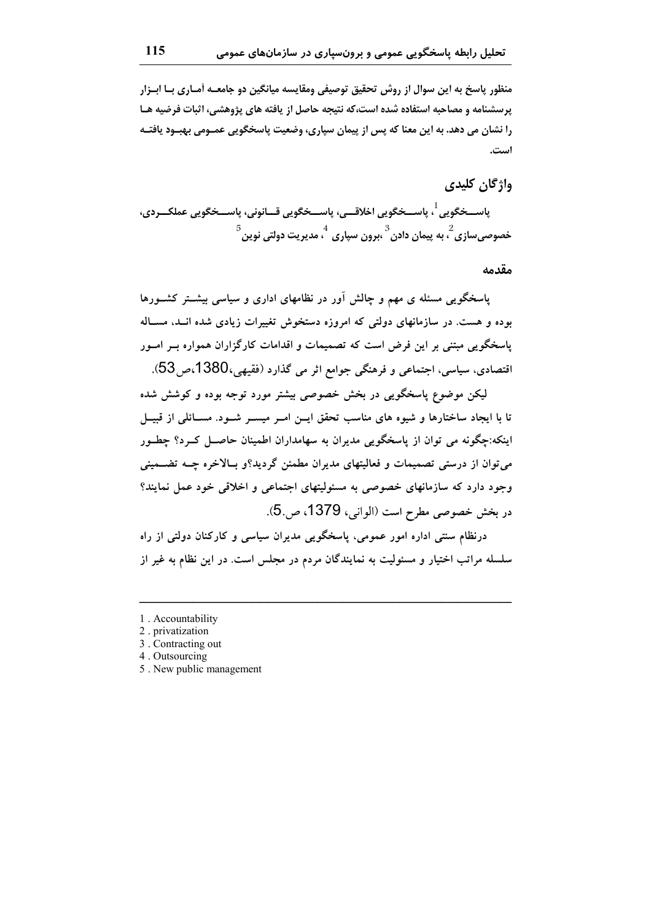منظور پاسخ به این سوال از روش تحقیق توصیفی ومقایسه میانگین دو جامعــه آمــاری بــا ابــزار پرسشنامه و مصاحبه استفاده شده است،که نتیجه حاصل از یافته های پژوهشی، اثبات فرضیه هــا را نشان می دهد. به این معنا که پس از پیمان سپاری، وضعیت پاسخگویی عمــومی بهبــود یافتــه است.

## واژگان کلیدی

پاســخگویی[1]، پاســخگویی اخلاقــی، پاســخگویی قــانونی، پاســخگویی عملکــردی، خصوصی‌سازی[2]، به پیمان دادن[3]،برون سپاری[4]، مدیریت دولتی نوین[5]

## مقدمه

پاسخگویی مسئله ی مهم و چالش آور در نظامهای اداری و سیاسی بیشــتر کشــورها بوده و هست. در سازمانهای دولتی که امروزه دستخوش تغییرات زیادی شده انــد، مســاله پاسخگویی مبتنی بر این فرض است که تصمیمات و اقدامات کارگزاران همواره بــر امــور اقتصادی، سیاسی، اجتماعی و فرهنگی جوامع اثر می گذارد (فقیهی،1380،ص53).

لیکن موضوع پاسخگویی در بخش خصوصی بیشتر مورد توجه بوده و کوشش شده تا با ایجاد ساختارها و شیوه های مناسب تحقق ایــن امــر میســر شــود. مســائلی از قبیــل اینکه:چگونه می توان از پاسخگویی مدیران به سهامداران اطمینان حاصــل کــرد؟ چطــور می‌توان از درستی تصمیمات و فعالیتهای مدیران مطمئن گردید؟و بــالاخره چــه تضــمینی وجود دارد که سازمانهای خصوصی به مسئولیتهای اجتماعی و اخلاقی خود عمل نمایند؟ در بخش خصوصی مطرح است (الوانی، 1379، ص.5).

درنظام سنتی اداره امور عمومی، پاسخگویی مدیران سیاسی و کارکنان دولتی از راه سلسله مراتب اختیار و مسئولیت به نمایندگان مردم در مجلس است. در این نظام به غیر از

---

1 . Accountability
2 . privatization
3 . Contracting out
4 . Outsourcing
5 . New public management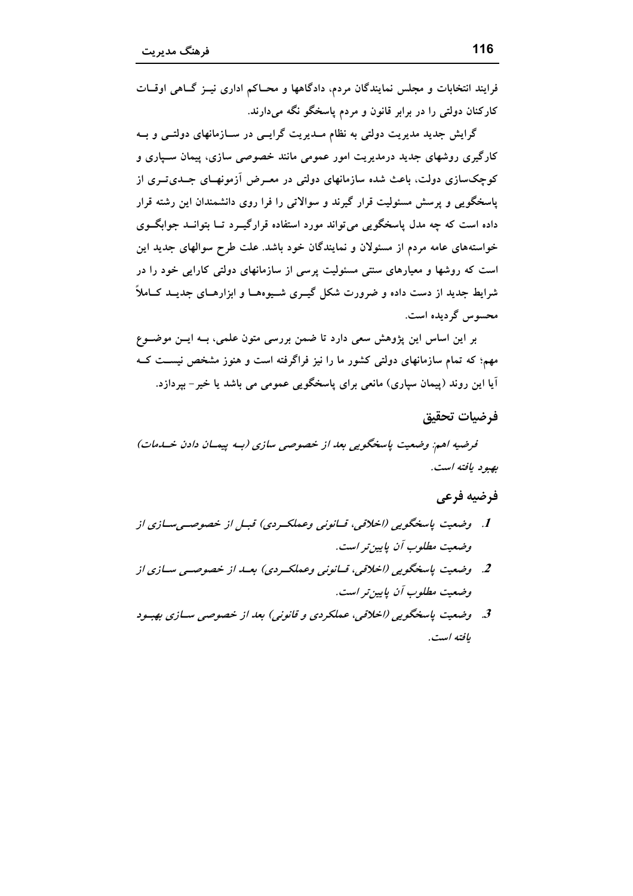فرایند انتخابات و مجلس نمایندگان مردم، دادگاهها و محاکم اداری نیز گاهی اوقات کارکنان دولتی را در برابر قانون و مردم پاسخگو نگه می‌دارند.

گرایش جدید مدیریت دولتی به نظام مدیریت گرایی در سازمانهای دولتی و به کارگیری روشهای جدید درمدیریت امور عمومی مانند خصوصی سازی، پیمان سپاری و کوچک‌سازی دولت، باعث شده سازمانهای دولتی در معرض آزمونهای جدی‌تری از پاسخگویی و پرسش مسئولیت قرار گیرند و سوالاتی را فرا روی دانشمندان این رشته قرار داده است که چه مدل پاسخگویی می‌تواند مورد استفاده قرارگیرد تا بتواند جوابگوی خواسته‌های عامه مردم از مسئولان و نمایندگان خود باشد. علت طرح سوالهای جدید این است که روشها و معیارهای سنتی مسئولیت پرسی از سازمانهای دولتی کارایی خود را در شرایط جدید از دست داده و ضرورت شکل گیری شیوه‌ها و ابزارهای جدید کاملاً محسوس گردیده است.

بر این اساس این پژوهش سعی دارد تا ضمن بررسی متون علمی، به این موضوع مهم؛ که تمام سازمانهای دولتی کشور ما را نیز فراگرفته است و هنوز مشخص نیست که آیا این روند (پیمان سپاری) مانعی برای پاسخگویی عمومی می باشد یا خیر- بپردازد.

## فرضیات تحقیق

*فرضیه اهم: وضعیت پاسخگویی بعد از خصوصی سازی (به پیمان دادن خدمات) بهبود یافته است.*

## فرضیه فرعی

1. *وضعیت پاسخگویی (اخلاقی، قانونی وعملکردی) قبل از خصوصی‌سازی از وضعیت مطلوب آن پایین‌تر است.*
2. *وضعیت پاسخگویی (اخلاقی، قانونی وعملکردی) بعد از خصوصی سازی از وضعیت مطلوب آن پایین‌تر است.*
3. *وضعیت پاسخگویی (اخلاقی، عملکردی و قانونی) بعد از خصوصی سازی بهبود یافته است.*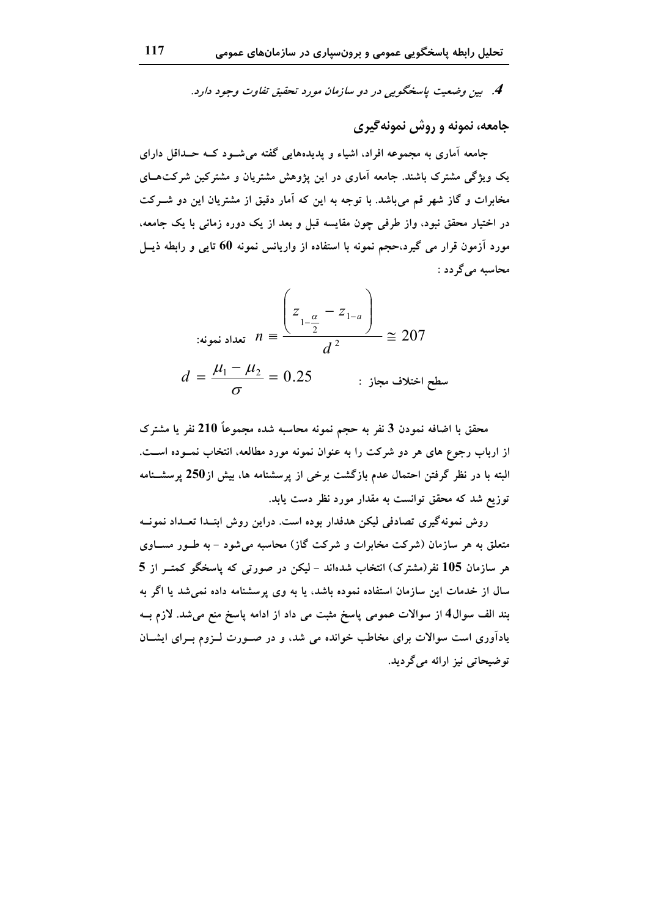*4. بین وضعیت پاسخگویی در دو سازمان مورد تحقیق تفاوت وجود دارد.*

## جامعه، نمونه و روش نمونه‌گیری

جامعه آماری به مجموعه افراد، اشیاء و پدیده‌هایی گفته می‌شود که حداقل دارای یک ویژگی مشترک باشند. جامعه آماری در این پژوهش مشتریان و مشترکین شرکت‌های مخابرات و گاز شهر قم می‌باشد. با توجه به این که آمار دقیق از مشتریان این دو شرکت در اختیار محقق نبود، واز طرفی چون مقایسه قبل و بعد از یک دوره زمانی با یک جامعه، مورد آزمون قرار می گیرد،حجم نمونه با استفاده از واریانس نمونه 60 تایی و رابطه ذیل محاسبه می‌گردد :

تعداد نمونه:
$$n \equiv \frac{\left( z_{1-\frac{\alpha}{2}} - z_{1-a} \right)}{d^2} \cong 207$$

سطح اختلاف مجاز :
$$d = \frac{\mu_1 - \mu_2}{\sigma} = 0.25$$

محقق با اضافه نمودن 3 نفر به حجم نمونه محاسبه شده مجموعاً 210 نفر یا مشترک از ارباب رجوع های هر دو شرکت را به عنوان نمونه مورد مطالعه، انتخاب نموده است. البته با در نظر گرفتن احتمال عدم بازگشت برخی از پرسشنامه ها، بیش از250 پرسشنامه توزیع شد که محقق توانست به مقدار مورد نظر دست یابد.

روش نمونه‌گیری تصادفی لیکن هدفدار بوده است. دراین روش ابتدا تعداد نمونه متعلق به هر سازمان (شرکت مخابرات و شرکت گاز) محاسبه می‌شود - به طور مساوی هر سازمان 105 نفر(مشترک) انتخاب شده‌اند - لیکن در صورتی که پاسخگو کمتر از 5 سال از خدمات این سازمان استفاده نموده باشد، یا به وی پرسشنامه داده نمی‌شد یا اگر به بند الف سوال4 از سوالات عمومی پاسخ مثبت می داد از ادامه پاسخ منع می‌شد. لازم به یادآوری است سوالات برای مخاطب خوانده می شد، و در صورت لزوم برای ایشان توضیحاتی نیز ارائه می‌گردید.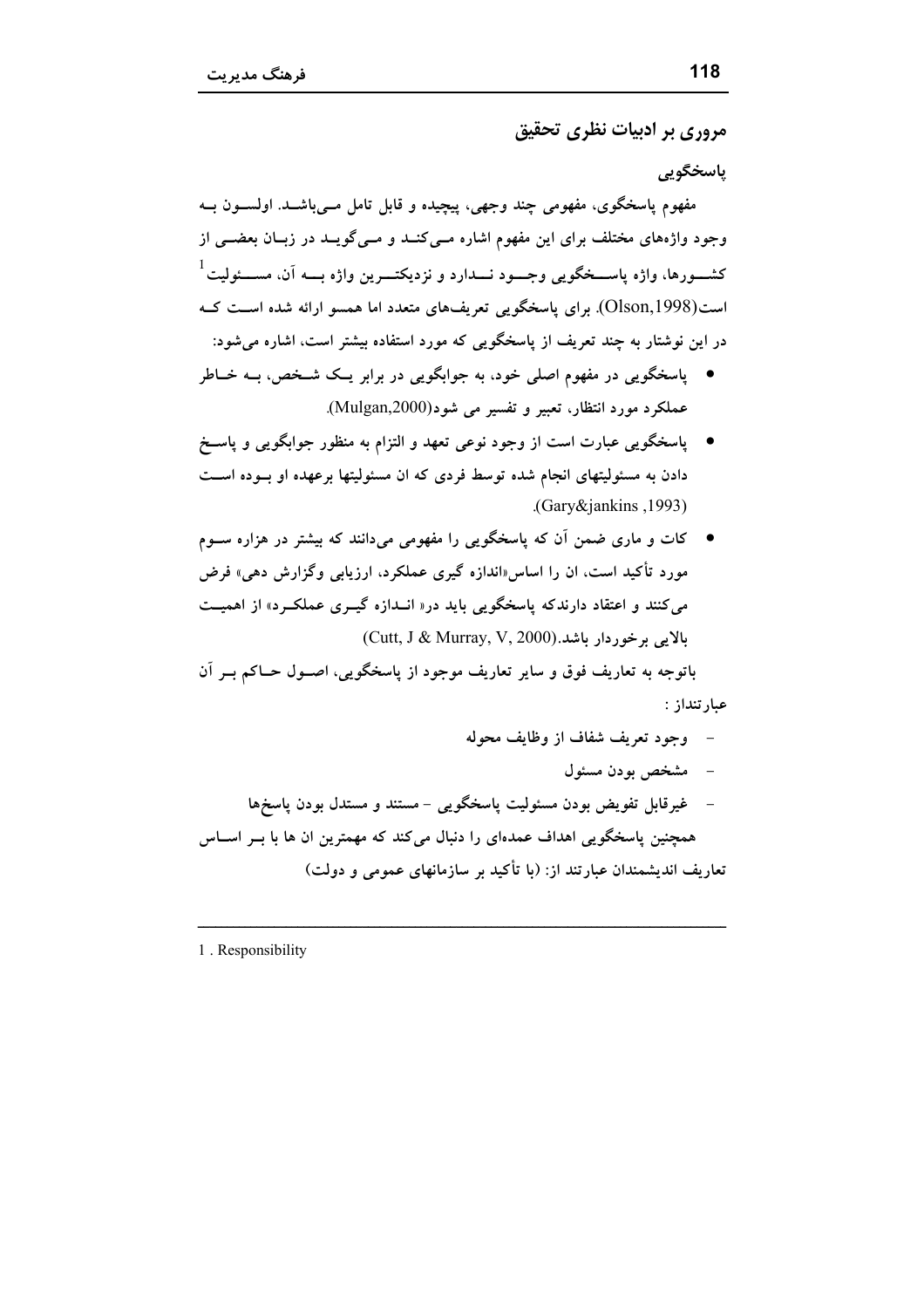## مروری بر ادبیات نظری تحقیق

### پاسخگویی

مفهوم پاسخگوی، مفهومی چند وجهی، پیچیده و قابل تامل میباشد. اولسون به وجود واژههای مختلف برای این مفهوم اشاره میکند و میگوید در زبان بعضی از کشورها، واژه پاسخگویی وجود ندارد و نزدیکترین واژه به آن، مسئولیت[1] است(Olson,1998). برای پاسخگویی تعریفهای متعدد اما همسو ارائه شده است که در این نوشتار به چند تعریف از پاسخگویی که مورد استفاده بیشتر است، اشاره میشود:

- پاسخگویی در مفهوم اصلی خود، به جوابگویی در برابر یک شخص، به خاطر عملکرد مورد انتظار، تعبیر و تفسیر می شود(Mulgan,2000).
- پاسخگویی عبارت است از وجود نوعی تعهد و التزام به منظور جوابگویی و پاسخ دادن به مسئولیتهای انجام شده توسط فردی که ان مسئولیتها برعهده او بوده است (Gary&jankins ,1993).
- کات و ماری ضمن آن که پاسخگویی را مفهومی میدانند که بیشتر در هزاره سوم مورد تأکید است، ان را اساس«اندازه گیری عملکرد، ارزیابی وگزارش دهی» فرض میکنند و اعتقاد دارندکه پاسخگویی باید در« اندازه گیری عملکرد» از اهمیت بالایی برخوردار باشد.(Cutt, J & Murray, V, 2000)

باتوجه به تعاریف فوق و سایر تعاریف موجود از پاسخگویی، اصول حاکم بر آن عبارتنداز :

- وجود تعریف شفاف از وظایف محوله
- مشخص بودن مسئول
- غیرقابل تفویض بودن مسئولیت پاسخگویی - مستند و مستدل بودن پاسخها

همچنین پاسخگویی اهداف عمدهای را دنبال میکند که مهمترین ان ها با بر اساس تعاریف اندیشمندان عبارتند از: (با تأکید بر سازمانهای عمومی و دولت)

---

1 . Responsibility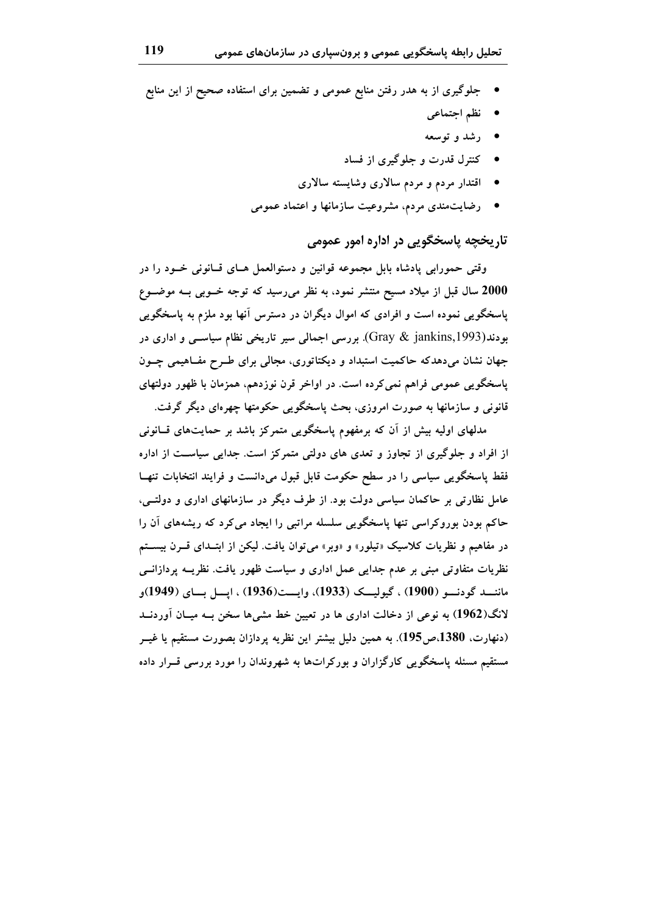- جلوگیری از به هدر رفتن منابع عمومی و تضمین برای استفاده صحیح از این منابع
- نظم اجتماعی
- رشد و توسعه
- کنترل قدرت و جلوگیری از فساد
- اقتدار مردم و مردم سالاری وشایسته سالاری
- رضایت‌مندی مردم، مشروعیت سازمانها و اعتماد عمومی

## تاریخچه پاسخگویی در اداره امور عمومی

وقتی حمورابی پادشاه بابل مجموعه قوانین و دستوالعمل های قانونی خود را در **2000** سال قبل از میلاد مسیح منتشر نمود، به نظر می‌رسید که توجه خوبی به موضوع پاسخگویی نموده است و افرادی که اموال دیگران در دسترس آنها بود ملزم به پاسخگویی بودند(Gray & jankins,1993). بررسی اجمالی سیر تاریخی نظام سیاسی و اداری در جهان نشان می‌دهدکه حاکمیت استبداد و دیکتاتوری، مجالی برای طرح مفاهیمی چون پاسخگویی عمومی فراهم نمی‌کرده است. در اواخر قرن نوزدهم، همزمان با ظهور دولتهای قانونی و سازمانها به صورت امروزی، بحث پاسخگویی حکومتها چهره‌ای دیگر گرفت.

مدلهای اولیه بیش از آن که برمفهوم پاسخگویی متمرکز باشد بر حمایت‌های قانونی از افراد و جلوگیری از تجاوز و تعدی های دولتی متمرکز است. جدایی سیاست از اداره فقط پاسخگویی سیاسی را در سطح حکومت قابل قبول می‌دانست و فرایند انتخابات تنها عامل نظارتی بر حاکمان سیاسی دولت بود. از طرف دیگر در سازمانهای اداری و دولتی، حاکم بودن بوروکراسی تنها پاسخگویی سلسله مراتبی را ایجاد می‌کرد که ریشه‌های آن را در مفاهیم و نظریات کلاسیک «تیلور» و «وبر» می‌توان یافت. لیکن از ابتدای قرن بیستم نظریات متفاوتی مبنی بر عدم جدایی عمل اداری و سیاست ظهور یافت. نظریه پردازانی مانند گودنو (**1900**) ، گیولیک (**1933**)، وایت(**1936**) ، اپل بای (**1949**)و لانگ(**1962**) به نوعی از دخالت اداری ها در تعیین خط مشی‌ها سخن به میان آوردند (دنهارت، **1380**،ص**195**). به همین دلیل بیشتر این نظریه پردازان بصورت مستقیم یا غیر مستقیم مسئله پاسخگویی کارگزاران و بورکرات‌ها به شهروندان را مورد بررسی قرار داده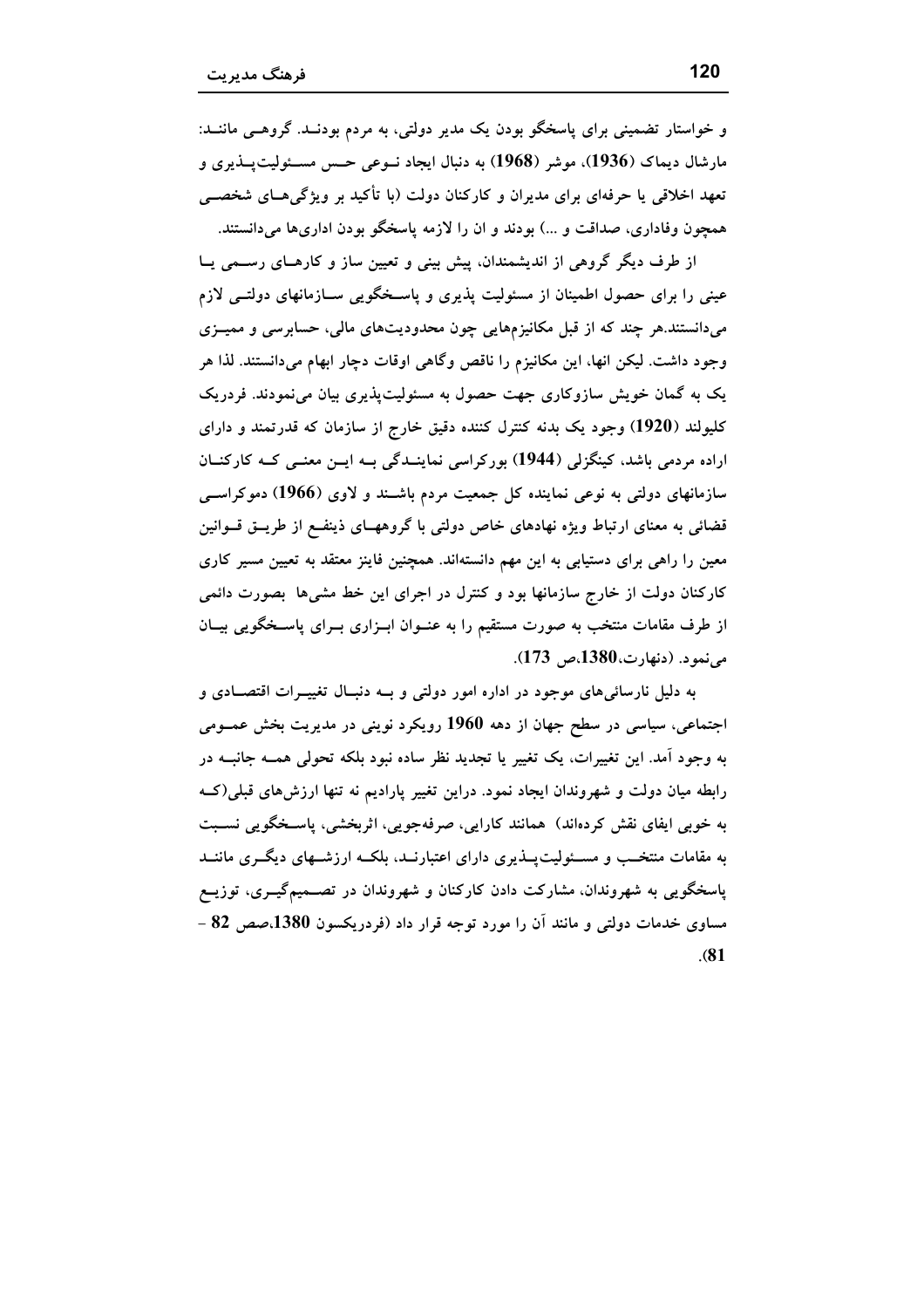و خواستار تضمینی برای پاسخگو بودن یک مدیر دولتی، به مردم بودند. گروهی مانند: مارشال دیماک (**1936**)، موشر (**1968**) به دنبال ایجاد نوعی حس مسئولیت‌پذیری و تعهد اخلاقی یا حرفه‌ای برای مدیران و کارکنان دولت (با تأکید بر ویژگی‌های شخصی همچون وفاداری، صداقت و ...) بودند و ان را لازمه پاسخگو بودن اداری‌ها می‌دانستند.

از طرف دیگر گروهی از اندیشمندان، پیش بینی و تعیین ساز و کارهای رسمی یا عینی را برای حصول اطمینان از مسئولیت پذیری و پاسخگویی سازمانهای دولتی لازم می‌دانستند.هر چند که از قبل مکانیزم‌هایی چون محدودیت‌های مالی، حسابرسی و ممیزی وجود داشت. لیکن انها، این مکانیزم را ناقص وگاهی اوقات دچار ابهام می‌دانستند. لذا هر یک به گمان خویش سازوکاری جهت حصول به مسئولیت‌پذیری بیان می‌نمودند. فردریک کلیولند (**1920**) وجود یک بدنه کنترل کننده دقیق خارج از سازمان که قدرتمند و دارای اراده مردمی باشد، کینگزلی (**1944**) بورکراسی نمایندگی به این معنی که کارکنان سازمانهای دولتی به نوعی نماینده کل جمعیت مردم باشند و لاوی (**1966**) دموکراسی قضائی به معنای ارتباط ویژه نهادهای خاص دولتی با گروههای ذینفع از طریق قوانین معین را راهی برای دستیابی به این مهم دانسته‌اند. همچنین فاینز معتقد به تعیین مسیر کاری کارکنان دولت از خارج سازمانها بود و کنترل در اجرای این خط مشی‌ها بصورت دائمی از طرف مقامات منتخب به صورت مستقیم را به عنوان ابزاری برای پاسخگویی بیان می‌نمود. (دنهارت،**1380**،ص **173**).

به دلیل نارسائی‌های موجود در اداره امور دولتی و به دنبال تغییرات اقتصادی و اجتماعی، سیاسی در سطح جهان از دهه **1960** رویکرد نوینی در مدیریت بخش عمومی به وجود آمد. این تغییرات، یک تغییر یا تجدید نظر ساده نبود بلکه تحولی همه جانبه در رابطه میان دولت و شهروندان ایجاد نمود. دراین تغییر پارادیم نه تنها ارزش‌های قبلی(که به خوبی ایفای نقش کرده‌اند) همانند کارایی، صرفه‌جویی، اثربخشی، پاسخگویی نسبت به مقامات منتخب و مسئولیت‌پذیری دارای اعتبارند، بلکه ارزشهای دیگری مانند پاسخگویی به شهروندان، مشارکت دادن کارکنان و شهروندان در تصمیم‌گیری، توزیع مساوی خدمات دولتی و مانند آن را مورد توجه قرار داد (فردریکسون **1380**،صص **82** - **81**).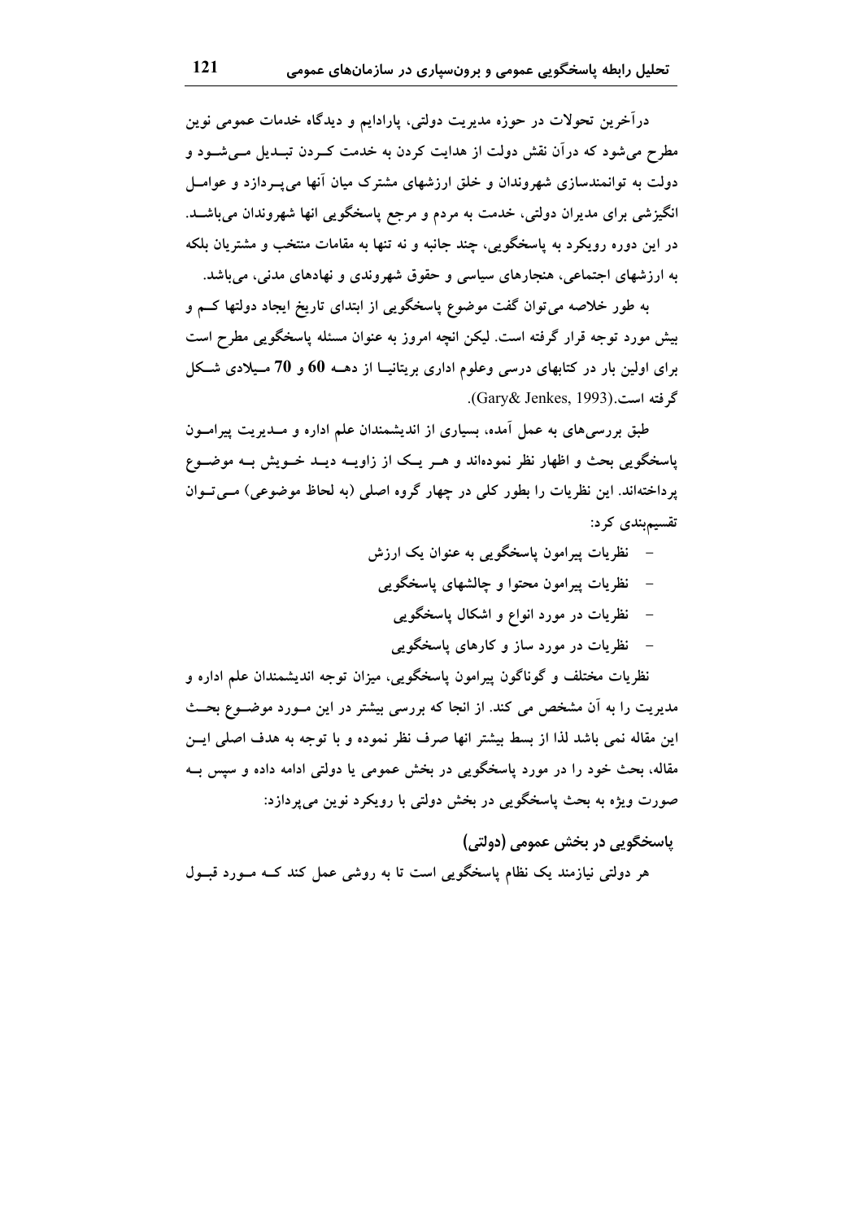درآخرین تحولات در حوزه مدیریت دولتی، پارادایم و دیدگاه خدمات عمومی نوین مطرح می‌شود که درآن نقش دولت از هدایت کردن به خدمت کـردن تبـدیل مـی‌شـود و دولت به توانمندسازی شهروندان و خلق ارزشهای مشترک میان آنها می‌پـردازد و عوامـل انگیزشی برای مدیران دولتی، خدمت به مردم و مرجع پاسخگویی انها شهروندان می‌باشـد. در این دوره رویکرد به پاسخگویی، چند جانبه و نه تنها به مقامات منتخب و مشتریان بلکه به ارزشهای اجتماعی، هنجارهای سیاسی و حقوق شهروندی و نهادهای مدنی، می‌باشد.

به طور خلاصه می‌توان گفت موضوع پاسخگویی از ابتدای تاریخ ایجاد دولتها کـم و بیش مورد توجه قرار گرفته است. لیکن انچه امروز به عنوان مسئله پاسخگویی مطرح است برای اولین بار در کتابهای درسی وعلوم اداری بریتانیـا از دهـه **60** و **70** مـیلادی شـکل گرفته است.(Gary& Jenkes, 1993).

طبق بررسی‌های به عمل آمده، بسیاری از اندیشمندان علم اداره و مـدیریت پیرامـون پاسخگویی بحث و اظهار نظر نموده‌اند و هـر یـک از زاویـه دیـد خـویش بـه موضـوع پرداخته‌اند. این نظریات را بطور کلی در چهار گروه اصلی (به لحاظ موضوعی) مـی‌تـوان تقسیم‌بندی کرد:

- نظریات پیرامون پاسخگویی به عنوان یک ارزش
- نظریات پیرامون محتوا و چالشهای پاسخگویی
- نظریات در مورد انواع و اشکال پاسخگویی
- نظریات در مورد ساز و کارهای پاسخگویی

نظریات مختلف و گوناگون پیرامون پاسخگویی، میزان توجه اندیشمندان علم اداره و مدیریت را به آن مشخص می کند. از انجا که بررسی بیشتر در این مـورد موضـوع بحـث این مقاله نمی باشد لذا از بسط بیشتر انها صرف نظر نموده و با توجه به هدف اصلی ایـن مقاله، بحث خود را در مورد پاسخگویی در بخش عمومی یا دولتی ادامه داده و سپس بـه صورت ویژه به بحث پاسخگویی در بخش دولتی با رویکرد نوین می‌پردازد:

## پاسخگویی در بخش عمومی (دولتی)

هر دولتی نیازمند یک نظام پاسخگویی است تا به روشی عمل کند کـه مـورد قبـول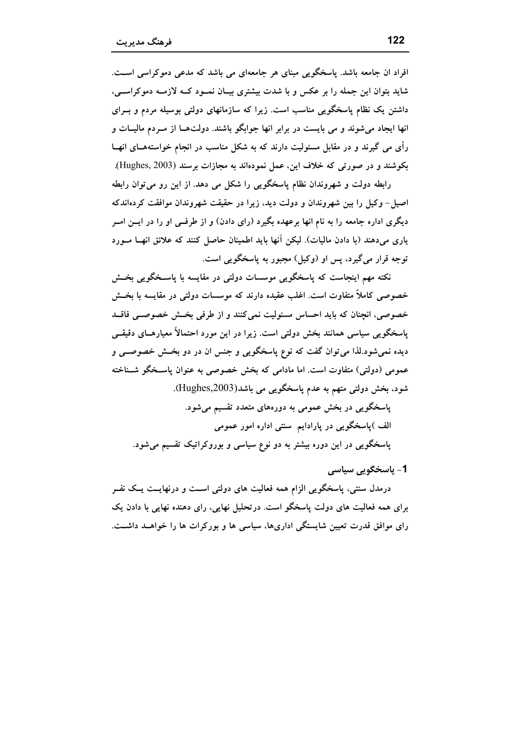افراد ان جامعه باشد. پاسخگویی مبنای هر جامعه‌ای می باشد که مدعی دموکراسی است. شاید بتوان این جمله را بر عکس و با شدت بیشتری بیان نمود که لازمه دموکراسی، داشتن یک نظام پاسخگویی مناسب است. زیرا که سازمانهای دولتی بوسیله مردم و برای انها ایجاد می‌شوند و می بایست در برابر انها جوابگو باشند. دولت‌ها از مردم مالیات و رأی می گیرند و در مقابل مسئولیت دارند که به شکل مناسب در انجام خواسته‌های انها بکوشند و در صورتی که خلاف این، عمل نموده‌اند به مجازات برسند (Hughes, 2003).

رابطه دولت و شهروندان نظام پاسخگویی را شکل می دهد. از این رو می‌توان رابطه اصیل- وکیل را بین شهروندان و دولت دید، زیرا در حقیقت شهروندان موافقت کرده‌اندکه دیگری اداره جامعه را به نام انها برعهده بگیرد (رای دادن) و از طرفی او را در این امر یاری می‌دهند (با دادن مالیات). لیکن آنها باید اطمینان حاصل کنند که علائق انها مورد توجه قرار می‌گیرد، پس او (وکیل) مجبور به پاسخگویی است.

نکته مهم اینجاست که پاسخگویی موسسات دولتی در مقایسه با پاسخگویی بخش خصوصی کاملاً متفاوت است. اغلب عقیده دارند که موسسات دولتی در مقایسه با بخش خصوصی، انچنان که باید احساس مسئولیت نمی‌کنند و از طرفی بخش خصوصی فاقد پاسخگویی سیاسی همانند بخش دولتی است. زیرا در این مورد احتمالاً معیارهای دقیقی دیده نمی‌شود.لذا می‌توان گفت که نوع پاسخگویی و جنس ان در دو بخش خصوصی و عمومی (دولتی) متفاوت است. اما مادامی که بخش خصوصی به عنوان پاسخگو شناخته شود، بخش دولتی متهم به عدم پاسخگویی می باشد(Hughes,2003).

پاسخگویی در بخش عمومی به دوره‌های متعدد تقسیم می‌شود.

الف )پاسخگویی در پارادایم سنتی اداره امور عمومی

پاسخگویی در این دوره بیشتر به دو نوع سیاسی و بوروکراتیک تقسیم می‌شود.

### 1- پاسخگویی سیاسی

درمدل سنتی، پاسخگویی الزام همه فعالیت های دولتی است و درنهایت یک نفر برای همه فعالیت های دولت پاسخگو است. درتحلیل نهایی، رای دهنده نهایی با دادن یک رای موافق قدرت تعیین شایستگی اداری‌ها، سیاسی ها و بورکرات ها را خواهد داشت.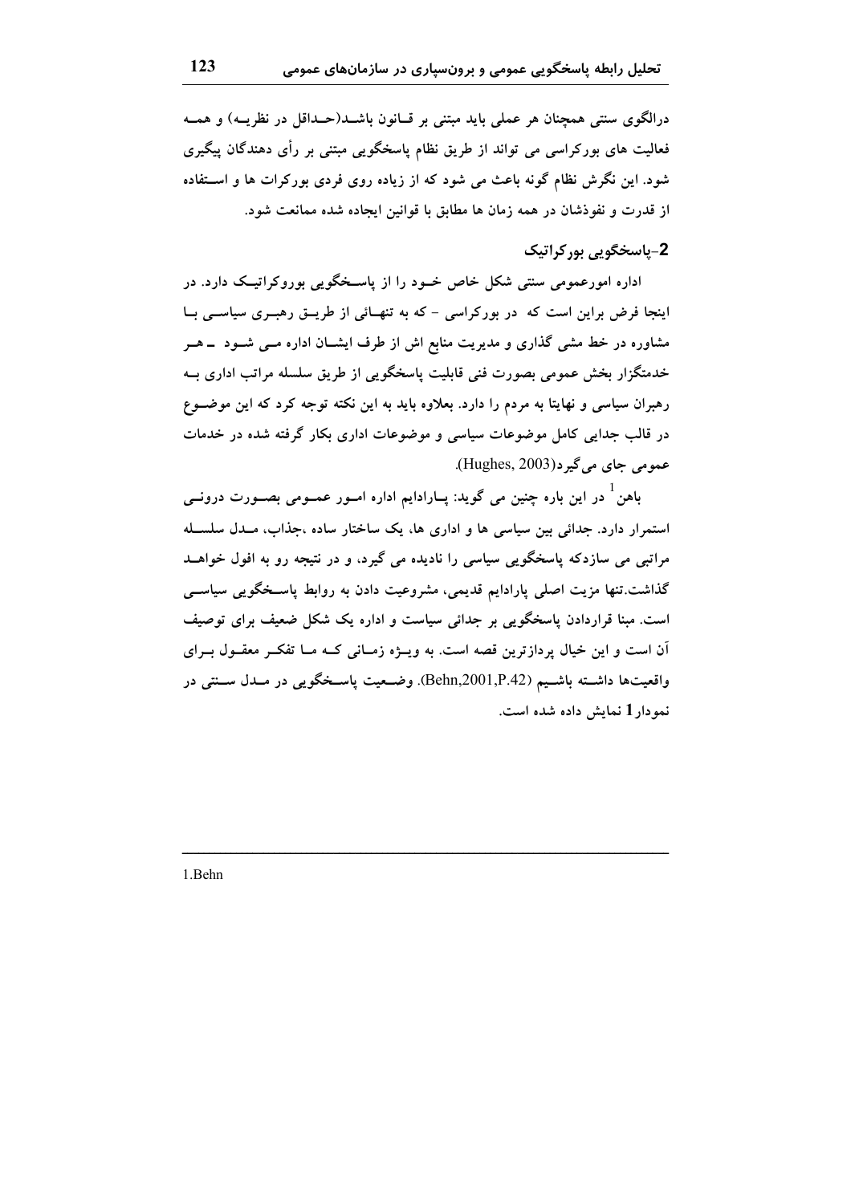درالگوی سنتی همچنان هر عملی باید مبتنی بر قانون باشد(حداقل در نظریه) و همه فعالیت های بورکراسی می تواند از طریق نظام پاسخگویی مبتنی بر رأی دهندگان پیگیری شود. این نگرش نظام گونه باعث می شود که از زیاده روی فردی بورکرات ها و استفاده از قدرت و نفوذشان در همه زمان ها مطابق با قوانین ایجاده شده ممانعت شود.

## 2-پاسخگویی بورکراتیک

اداره امورعمومی سنتی شکل خاص خود را از پاسخگویی بوروکراتیک دارد. در اینجا فرض براین است که در بورکراسی - که به تنهائی از طریق رهبری سیاسی با مشاوره در خط مشی گذاری و مدیریت منابع اش از طرف ایشان اداره می شود ـ هر خدمتگزار بخش عمومی بصورت فنی قابلیت پاسخگویی از طریق سلسله مراتب اداری به رهبران سیاسی و نهایتا به مردم را دارد. بعلاوه باید به این نکته توجه کرد که این موضوع در قالب جدایی کامل موضوعات سیاسی و موضوعات اداری بکار گرفته شده در خدمات عمومی جای می‌گیرد(Hughes, 2003).

باهن[1] در این باره چنین می گوید: پارادایم اداره امور عمومی بصورت درونی استمرار دارد. جدائی بین سیاسی ها و اداری ها، یک ساختار ساده ،جذاب، مدل سلسله مراتبی می سازدکه پاسخگویی سیاسی را نادیده می گیرد، و در نتیجه رو به افول خواهد گذاشت.تنها مزیت اصلی پارادایم قدیمی، مشروعیت دادن به روابط پاسخگویی سیاسی است. مبنا قراردادن پاسخگویی بر جدائی سیاست و اداره یک شکل ضعیف برای توصیف آن است و این خیال پردازترین قصه است. به ویژه زمانی که ما تفکر معقول برای واقعیت‌ها داشته باشیم (Behn,2001,P.42). وضعیت پاسخگویی در مدل سنتی در نمودار **1** نمایش داده شده است.

---

1.Behn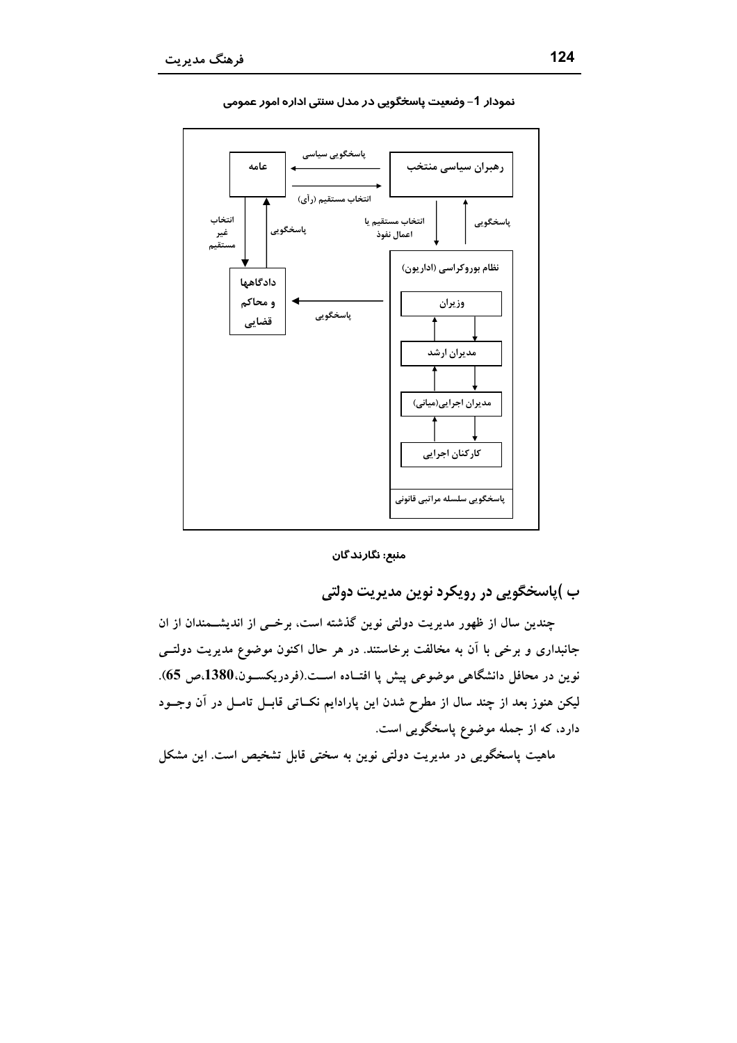نمودار 1- وضعیت پاسخگویی در مدل سنتی اداره امور عمومی

عامه ← پاسخگویی سیاسی — رهبران سیاسی منتخب

عامه → انتخاب مستقیم (رأی) → رهبران سیاسی منتخب

رهبران سیاسی منتخب → انتخاب مستقیم یا اعمال نفوذ → نظام بوروکراسی (اداریون)

نظام بوروکراسی (اداریون) → پاسخگویی → رهبران سیاسی منتخب

عامه → انتخاب غیر مستقیم → دادگاهها و محاکم قضایی

دادگاهها و محاکم قضایی → پاسخگویی → عامه

نظام بوروکراسی (اداریون) → پاسخگویی → دادگاهها و محاکم قضایی

نظام بوروکراسی (اداریون): وزیران ↔ مدیران ارشد ↔ مدیران اجرایی(میانی) ↔ کارکنان اجرایی

پاسخگویی سلسله مراتبی قانونی

منبع: نگارندگان

## ب )پاسخگویی در رویکرد نوین مدیریت دولتی

چندین سال از ظهور مدیریت دولتی نوین گذشته است، برخی از اندیشمندان از ان جانبداری و برخی با آن به مخالفت برخاستند. در هر حال اکنون موضوع مدیریت دولتی نوین در محافل دانشگاهی موضوعی پیش پا افتاده است.(فردریکسون،**1380**،ص **65**). لیکن هنوز بعد از چند سال از مطرح شدن این پارادایم نکاتی قابل تامل در آن وجود دارد، که از جمله موضوع پاسخگویی است.

ماهیت پاسخگویی در مدیریت دولتی نوین به سختی قابل تشخیص است. این مشکل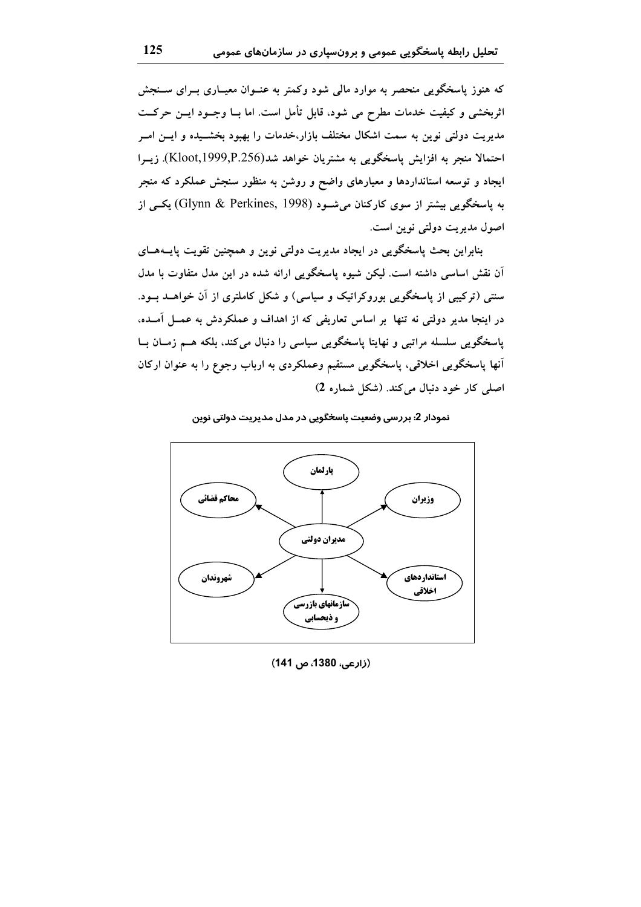که هنوز پاسخگویی منحصر به موارد مالی شود وکمتر به عنوان معیاری برای سنجش اثربخشی و کیفیت خدمات مطرح می شود، قابل تأمل است. اما با وجود این حرکت مدیریت دولتی نوین به سمت اشکال مختلف بازار،خدمات را بهبود بخشیده و این امر احتمالا منجر به افزایش پاسخگویی به مشتریان خواهد شد(Kloot,1999,P.256). زیرا ایجاد و توسعه استانداردها و معیارهای واضح و روشن به منظور سنجش عملکرد که منجر به پاسخگویی بیشتر از سوی کارکنان می‌شود (Glynn & Perkines, 1998) یکی از اصول مدیریت دولتی نوین است.

بنابراین بحث پاسخگویی در ایجاد مدیریت دولتی نوین و همچنین تقویت پایه‌های آن نقش اساسی داشته است. لیکن شیوه پاسخگویی ارائه شده در این مدل متفاوت با مدل سنتی (ترکیبی از پاسخگویی بوروکراتیک و سیاسی) و شکل کاملتری از آن خواهد بود. در اینجا مدیر دولتی نه تنها بر اساس تعاریفی که از اهداف و عملکردش به عمل آمده، پاسخگویی سلسله مراتبی و نهایتا پاسخگویی سیاسی را دنبال می‌کند، بلکه هم زمان با آنها پاسخگویی اخلاقی، پاسخگویی مستقیم وعملکردی به ارباب رجوع را به عنوان ارکان اصلی کار خود دنبال می‌کند. (شکل شماره 2)

**نمودار 2: بررسی وضعیت پاسخگویی در مدل مدیریت دولتی نوین**

(زارعی، 1380، ص 141)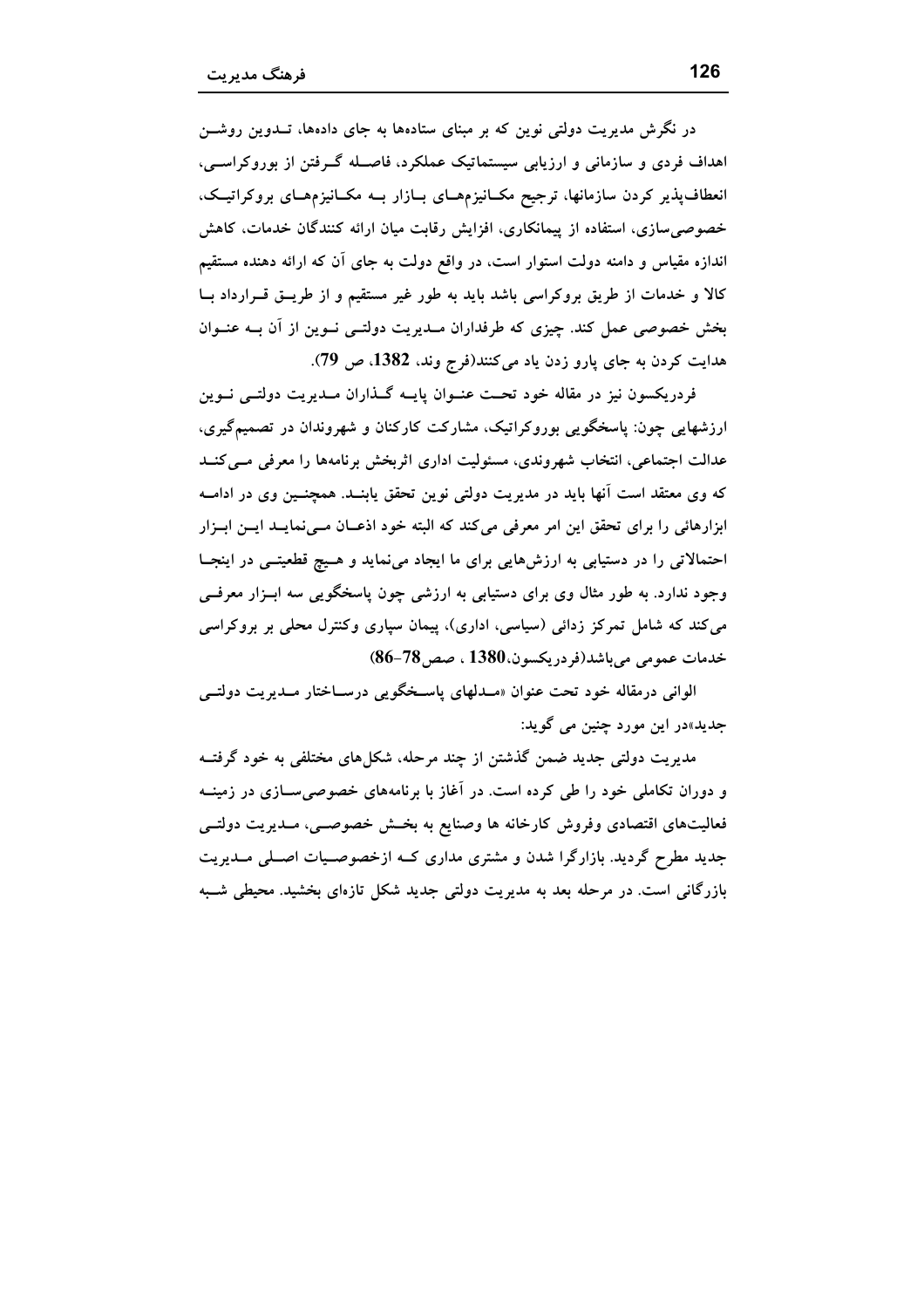در نگرش مدیریت دولتی نوین که بر مبنای ستاده‌ها به جای داده‌ها، تدوین روشن اهداف فردی و سازمانی و ارزیابی سیستماتیک عملکرد، فاصله گرفتن از بوروکراسی، انعطاف‌پذیر کردن سازمانها، ترجیح مکانیزم‌های بازار به مکانیزم‌های بروکراتیک، خصوصی‌سازی، استفاده از پیمانکاری، افزایش رقابت میان ارائه کنندگان خدمات، کاهش اندازه مقیاس و دامنه دولت استوار است، در واقع دولت به جای آن که ارائه دهنده مستقیم کالا و خدمات از طریق بروکراسی باشد باید به طور غیر مستقیم و از طریق قرارداد با بخش خصوصی عمل کند. چیزی که طرفداران مدیریت دولتی نوین از آن به عنوان هدایت کردن به جای پارو زدن یاد می‌کنند(فرج وند، **1382**، ص **79**).

فردریکسون نیز در مقاله خود تحت عنوان پایه گذاران مدیریت دولتی نوین ارزشهایی چون: پاسخگویی بوروکراتیک، مشارکت کارکنان و شهروندان در تصمیم‌گیری، عدالت اجتماعی، انتخاب شهروندی، مسئولیت اداری اثربخش برنامه‌ها را معرفی می‌کند که وی معتقد است آنها باید در مدیریت دولتی نوین تحقق یابند. همچنین وی در ادامه ابزارهائی را برای تحقق این امر معرفی می‌کند که البته خود اذعان می‌نماید این ابزار احتمالاتی را در دستیابی به ارزش‌هایی برای ما ایجاد می‌نماید و هیچ قطعیتی در اینجا وجود ندارد. به طور مثال وی برای دستیابی به ارزشی چون پاسخگویی سه ابزار معرفی می‌کند که شامل تمرکز زدائی (سیاسی، اداری)، پیمان سپاری وکنترل محلی بر بروکراسی خدمات عمومی می‌باشد(فردریکسون،**1380** ، صص**78-86**)

الوانی درمقاله خود تحت عنوان «مدلهای پاسخگویی درساختار مدیریت دولتی جدید»در این مورد چنین می گوید:

مدیریت دولتی جدید ضمن گذشتن از چند مرحله، شکل‌های مختلفی به خود گرفته و دوران تکاملی خود را طی کرده است. در آغاز با برنامه‌های خصوصی‌سازی در زمینه فعالیت‌های اقتصادی وفروش کارخانه ها وصنایع به بخش خصوصی، مدیریت دولتی جدید مطرح گردید. بازارگرا شدن و مشتری مداری که ازخصوصیات اصلی مدیریت بازرگانی است. در مرحله بعد به مدیریت دولتی جدید شکل تازه‌ای بخشید. محیطی شبه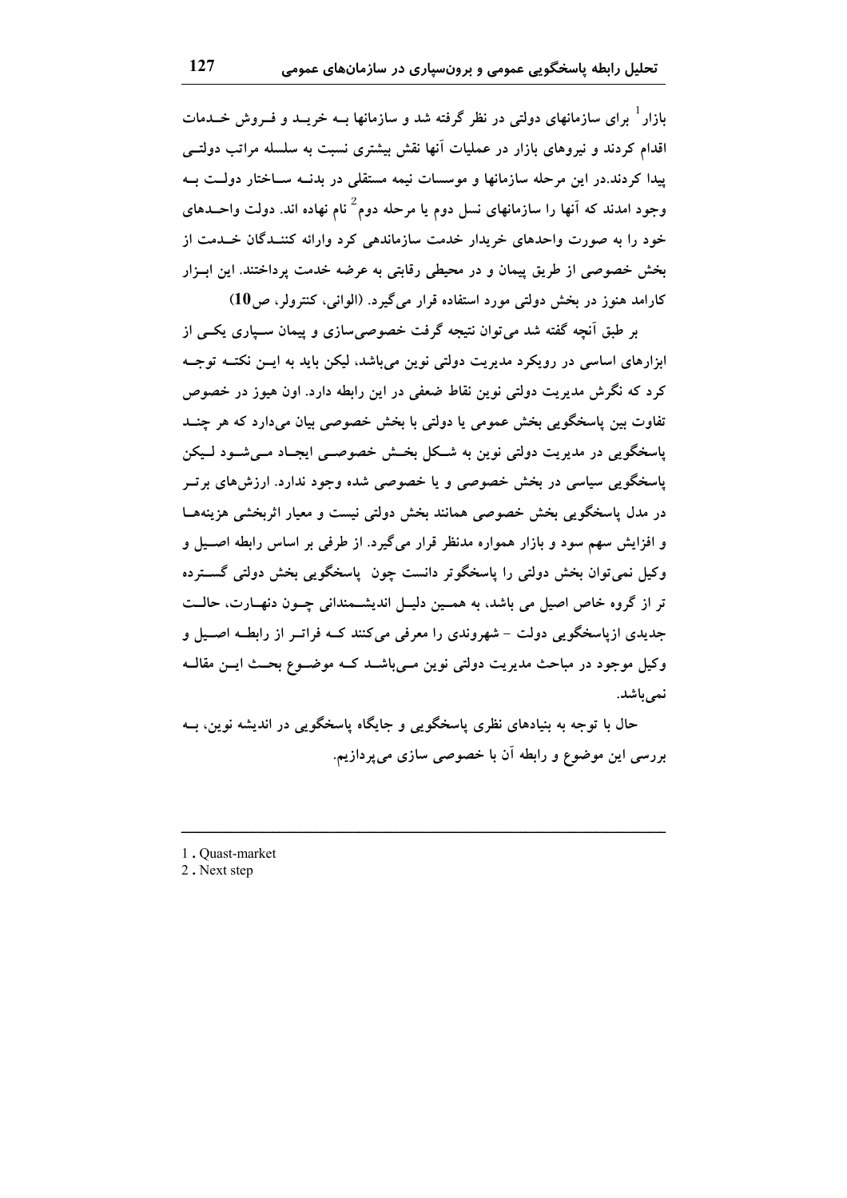بازار[1] برای سازمانهای دولتی در نظر گرفته شد و سازمانها بـه خریـد و فـروش خـدمات اقدام کردند و نیروهای بازار در عملیات آنها نقش بیشتری نسبت به سلسله مراتب دولتـی پیدا کردند.در این مرحله سازمانها و موسسات نیمه مستقلی در بدنـه سـاختار دولـت بـه وجود امدند که آنها را سازمانهای نسل دوم یا مرحله دوم[2] نام نهاده اند. دولت واحـدهای خود را به صورت واحدهای خریدار خدمت سازماندهی کرد وارائه کننـدگان خـدمت از بخش خصوصی از طریق پیمان و در محیطی رقابتی به عرضه خدمت پرداختند. این ابـزار کارامد هنوز در بخش دولتی مورد استفاده قرار می‌گیرد. (الوانی، کنترولر، ص**10**)

بر طبق آنچه گفته شد می‌توان نتیجه گرفت خصوصی‌سازی و پیمان سـپاری یکـی از ابزارهای اساسی در رویکرد مدیریت دولتی نوین می‌باشد، لیکن باید به ایـن نکتـه توجـه کرد که نگرش مدیریت دولتی نوین نقاط ضعفی در این رابطه دارد. اون هیوز در خصوص تفاوت بین پاسخگویی بخش عمومی یا دولتی با بخش خصوصی بیان می‌دارد که هر چنـد پاسخگویی در مدیریت دولتی نوین به شـکل بخـش خصوصـی ایجـاد مـی‌شـود لـیکن پاسخگویی سیاسی در بخش خصوصی و یا خصوصی شده وجود ندارد. ارزش‌های برتـر در مدل پاسخگویی بخش خصوصی همانند بخش دولتی نیست و معیار اثربخشی هزینه‌هـا و افزایش سهم سود و بازار همواره مدنظر قرار می‌گیرد. از طرفی بر اساس رابطه اصـیل و وکیل نمی‌توان بخش دولتی را پاسخگوتر دانست چون پاسخگویی بخش دولتی گسـترده تر از گروه خاص اصیل می باشد، به همـین دلیـل اندیشـمندانی چـون دنهـارت، حالـت جدیدی ازپاسخگویی دولت - شهروندی را معرفی می‌کنند کـه فراتـر از رابطـه اصـیل و وکیل موجود در مباحث مدیریت دولتی نوین مـی‌باشـد کـه موضـوع بحـث ایـن مقالـه نمی‌باشد.

حال با توجه به بنیادهای نظری پاسخگویی و جایگاه پاسخگویی در اندیشه نوین، بـه بررسی این موضوع و رابطه آن با خصوصی سازی می‌پردازیم.

---

1 . Quast-market

2 . Next step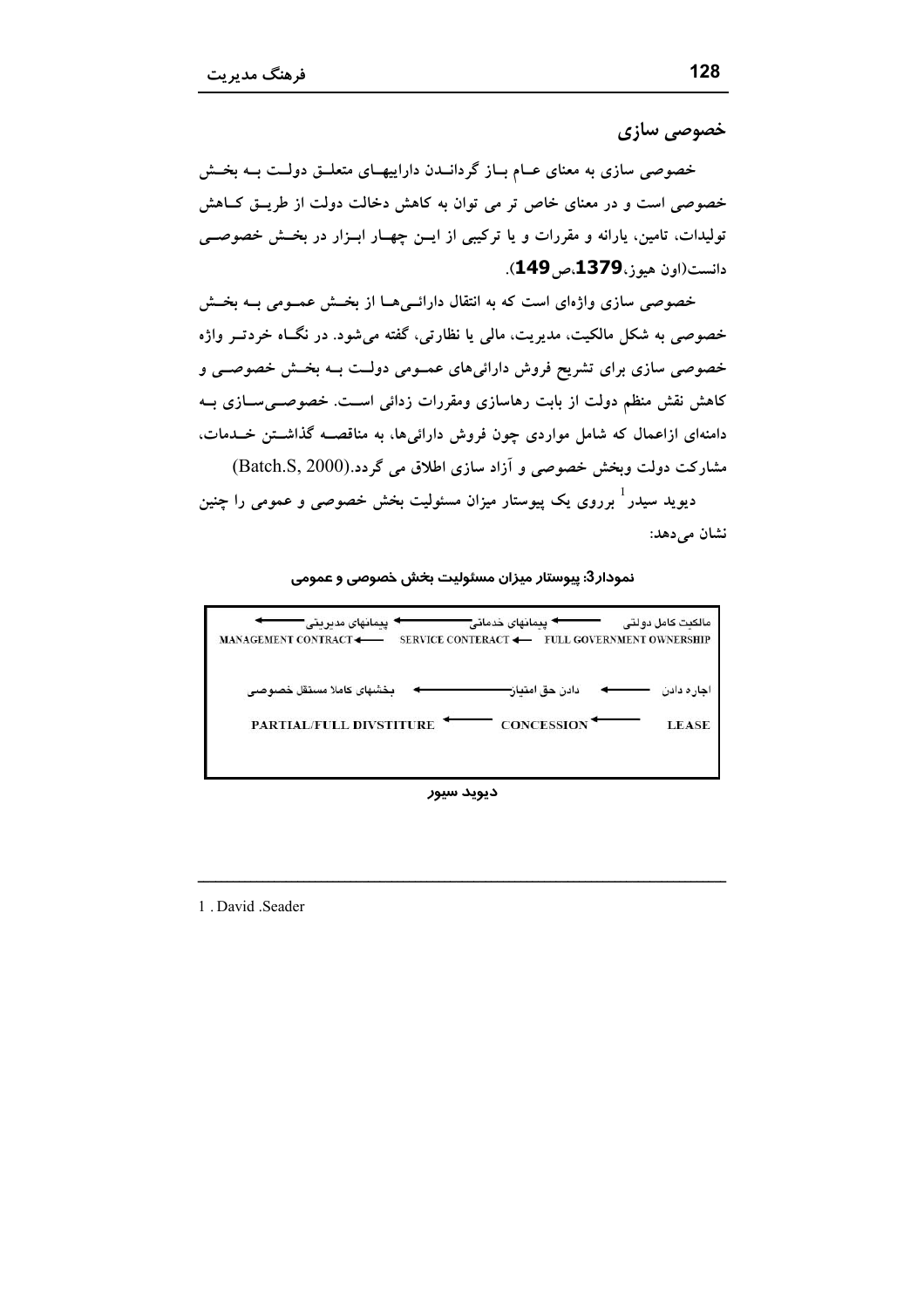## خصوصی سازی

خصوصی سازی به معنای عـام بـاز گردانـدن داراییهـای متعلـق دولـت بـه بخـش خصوصی است و در معنای خاص تر می توان به کاهش دخالت دولت از طریـق کـاهش تولیدات، تامین، یارانه و مقررات و یا ترکیبی از ایـن چهـار ابـزار در بخـش خصوصـی دانست(اون هیوز، **1379**،ص **149**).

خصوصی سازی واژه‌ای است که به انتقال دارائـی‌هـا از بخـش عمـومی بـه بخـش خصوصی به شکل مالکیت، مدیریت، مالی یا نظارتی، گفته می‌شود. در نگـاه خردتـر واژه خصوصی سازی برای تشریح فروش دارائی‌های عمـومی دولـت بـه بخـش خصوصـی و کاهش نقش منظم دولت از بابت رهاسازی ومقررات زدائی اسـت. خصوصـی‌سـازی بـه دامنه‌ای ازاعمال که شامل مواردی چون فروش دارائی‌ها، به مناقصـه گذاشـتن خـدمات، مشارکت دولت وبخش خصوصی و آزاد سازی اطلاق می گردد.(Batch.S, 2000)

دیوید سیدر[1] برروی یک پیوستار میزان مسئولیت بخش خصوصی و عمومی را چنین نشان می‌دهد:

**نمودار3: پیوستار میزان مسئولیت بخش خصوصی و عمومی**

| پیمانهای مدیریتی ← | پیمانهای خدماتی ← | مالکیت کامل دولتی |
|---|---|---|
| MANAGEMENT CONTRACT ← | SERVICE CONTERACT ← | FULL GOVERNMENT OWNERSHIP |
| بخشهای کاملا مستقل خصوصی ← | دادن حق امتیاز ← | اجاره دادن |
| PARTIAL/FULL DIVSTITURE ← | CONCESSION ← | LEASE |

دیوید سیور

---

1 . David .Seader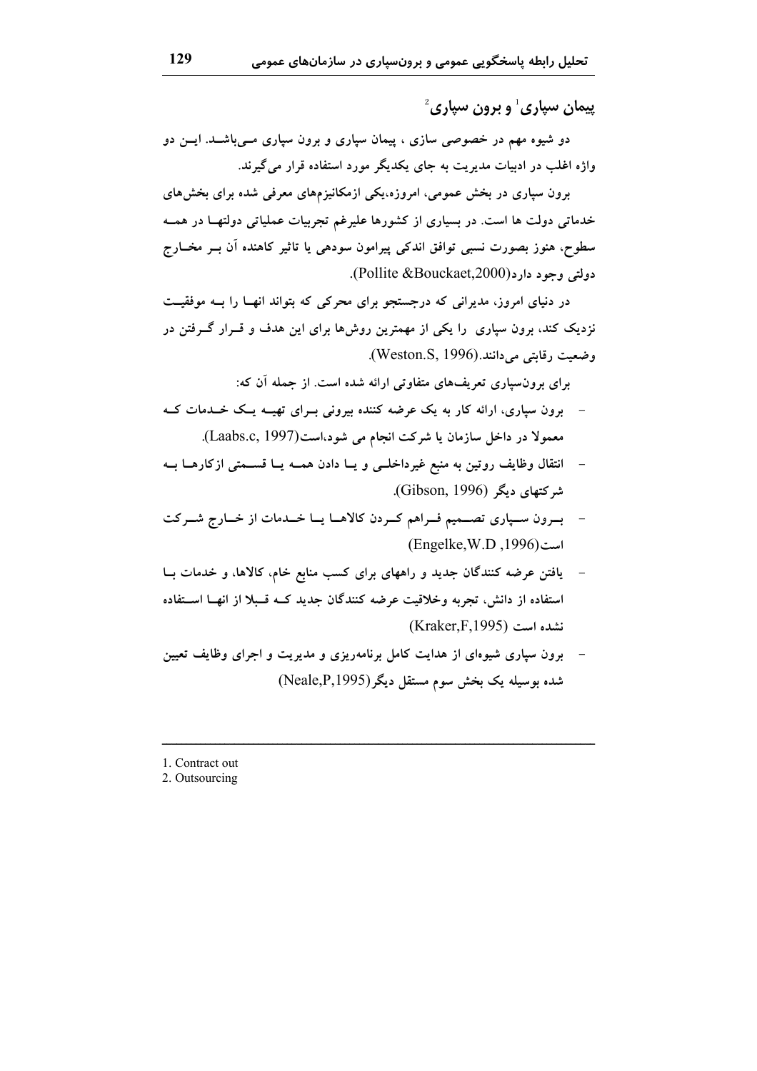## پیمان سپاری[1] و برون سپاری[2]

دو شیوه مهم در خصوصی سازی ، پیمان سپاری و برون سپاری می‌باشد. این دو واژه اغلب در ادبیات مدیریت به جای یکدیگر مورد استفاده قرار می‌گیرند.

برون سپاری در بخش عمومی، امروزه،یکی ازمکانیزم‌های معرفی شده برای بخش‌های خدماتی دولت ها است. در بسیاری از کشورها علیرغم تجربیات عملیاتی دولتها در همه سطوح، هنوز بصورت نسبی توافق اندکی پیرامون سودهی یا تاثیر کاهنده آن بر مخارج دولتی وجود دارد(Pollite &Bouckaet,2000).

در دنیای امروز، مدیرانی که درجستجو برای محرکی که بتواند انها را به موفقیت نزدیک کند، برون سپاری را یکی از مهمترین روش‌ها برای این هدف و قرار گرفتن در وضعیت رقابتی می‌دانند.(Weston.S, 1996).

برای برون‌سپاری تعریف‌های متفاوتی ارائه شده است. از جمله آن که:

- برون سپاری، ارائه کار به یک عرضه کننده بیرونی برای تهیه یک خدمات که معمولا در داخل سازمان یا شرکت انجام می شود،است(Laabs.c, 1997).
- انتقال وظایف روتین به منبع غیرداخلی و یا دادن همه یا قسمتی ازکارها به شرکتهای دیگر (Gibson, 1996).
- برون سپاری تصمیم فراهم کردن کالاها یا خدمات از خارج شرکت است(Engelke,W.D ,1996)
- یافتن عرضه کنندگان جدید و راههای برای کسب منابع خام، کالاها، و خدمات با استفاده از دانش، تجربه وخلاقیت عرضه کنندگان جدید که قبلا از انها استفاده نشده است (Kraker,F,1995)
- برون سپاری شیوه‌ای از هدایت کامل برنامه‌ریزی و مدیریت و اجرای وظایف تعیین شده بوسیله یک بخش سوم مستقل دیگر(Neale,P,1995)

---

1. Contract out
2. Outsourcing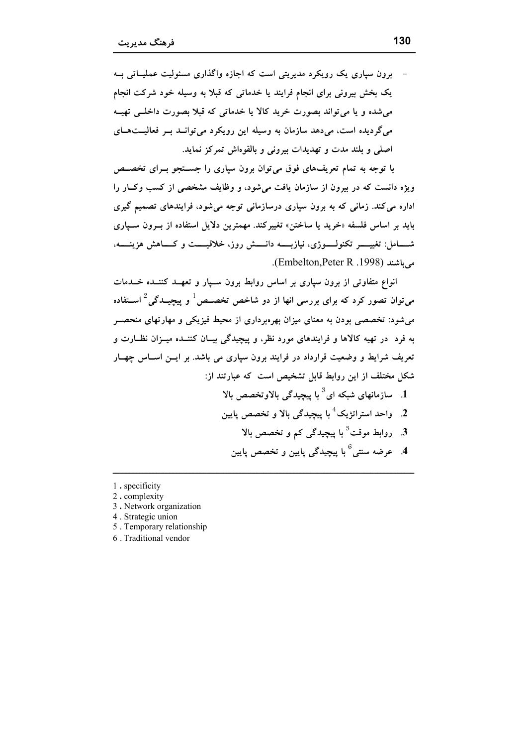- برون سپاری یک رویکرد مدیریتی است که اجازه واگذاری مسئولیت عملیاتی به یک بخش بیرونی برای انجام فرایند یا خدماتی که قبلا به وسیله خود شرکت انجام می‌شده و یا می‌تواند بصورت خرید کالا یا خدماتی که قبلا بصورت داخلی تهیه می‌گردیده است، می‌دهد سازمان به وسیله این رویکرد می‌تواند بر فعالیت‌های اصلی و بلند مدت و تهدیدات بیرونی و بالقوه‌اش تمرکز نماید.

با توجه به تمام تعریف‌های فوق می‌توان برون سپاری را جستجو برای تخصص ویژه دانست که در بیرون از سازمان یافت می‌شود، و وظایف مشخصی از کسب وکار را اداره می‌کند. زمانی که به برون سپاری درسازمانی توجه می‌شود، فرایندهای تصمیم گیری باید بر اساس فلسفه «خرید یا ساختن» تغییرکند. مهمترین دلایل استفاده از برون سپاری شامل: تغییر تکنولوژی، نیازبه دانش روز، خلاقیت و کاهش هزینه، می‌باشند (Embelton,Peter R .1998).

انواع متفاوتی از برون سپاری بر اساس روابط برون سپار و تعهد کننده خدمات می‌توان تصور کرد که برای بررسی انها از دو شاخص تخصص[1] و پیچیدگی[2] استفاده می‌شود: تخصصی بودن به معنای میزان بهره‌برداری از محیط فیزیکی و مهارتهای منحصر به فرد در تهیه کالاها و فرایندهای مورد نظر، و پیچیدگی بیان کننده میزان نظارت و تعریف شرایط و وضعیت قرارداد در فرایند برون سپاری می باشد. بر این اساس چهار شکل مختلف از این روابط قابل تشخیص است که عبارتند از:

1. سازمانهای شبکه ای[3] با پیچیدگی بالاوتخصص بالا
2. واحد استراتژیک[4] با پیچیدگی بالا و تخصص پایین
3. روابط موقت[5] با پیچیدگی کم و تخصص بالا
4. عرضه سنتی[6] با پیچیدگی پایین و تخصص پایین

---

1 . specificity
2 . complexity
3 . Network organization
4 . Strategic union
5 . Temporary relationship
6 . Traditional vendor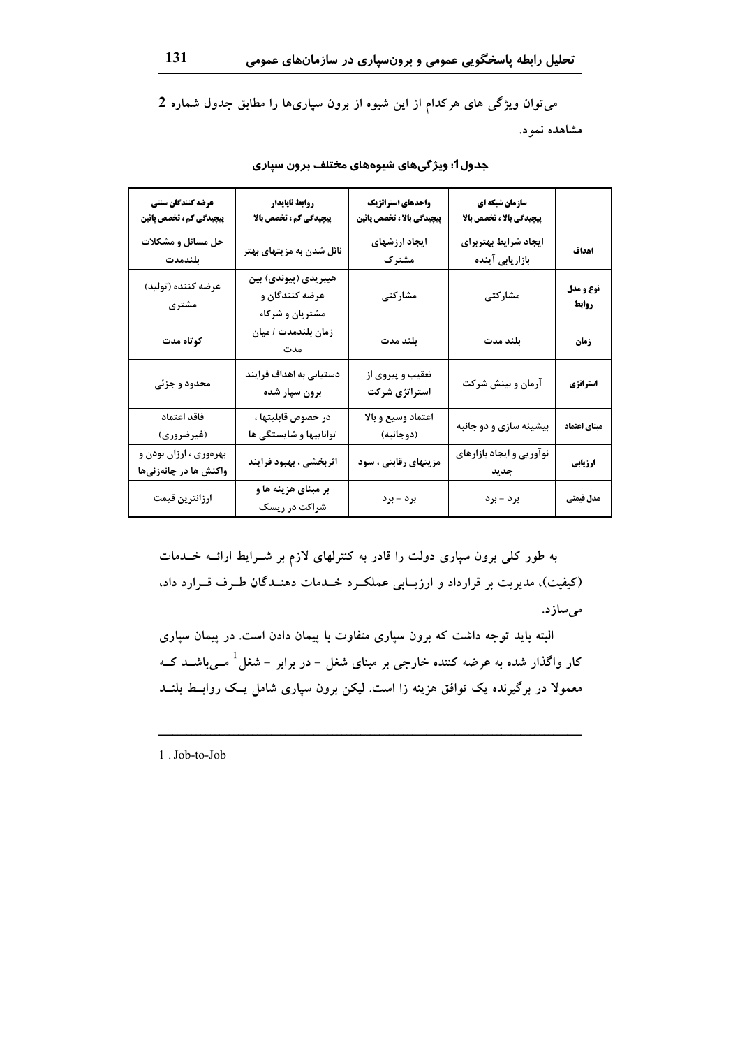می‌توان ویژگی های هرکدام از این شیوه از برون سپاری‌ها را مطابق جدول شماره 2 مشاهده نمود.

**جدول1: ویژگی‌های شیوه‌های مختلف برون سپاری**

| | سازمان شبکه ای پیچیدگی بالا ، تخصص بالا | واحدهای استراتژیک پیچیدگی بالا ، تخصص پائین | روابط ناپایدار پیچیدگی کم ، تخصص بالا | عرضه کنندگان سنتی پیچیدگی کم ، تخصص پائین |
|---|---|---|---|---|
| اهداف | ایجاد شرایط بهتربرای بازاریابی آینده | ایجاد ارزشهای مشترک | نائل شدن به مزیتهای بهتر | حل مسائل و مشکلات بلندمدت |
| نوع و مدل روابط | مشارکتی | مشارکتی | هیبریدی (پیوندی) بین عرضه کنندگان و مشتریان و شرکاء | عرضه کننده (تولید) مشتری |
| زمان | بلند مدت | بلند مدت | زمان بلندمدت / میان مدت | کوتاه مدت |
| استراتژی | آرمان و بینش شرکت | تعقیب و پیروی از استراتژی شرکت | دستیابی به اهداف فرایند برون سپار شده | محدود و جزئی |
| مبنای اعتماد | بیشینه سازی و دو جانبه | اعتماد وسیع و بالا (دوجانبه) | در خصوص قابلیتها ، تواناییها و شایستگی ها | فاقد اعتماد (غیرضروری) |
| ارزیابی | نوآوریی و ایجاد بازارهای جدید | مزیتهای رقابتی ، سود | اثربخشی ، بهبود فرایند | بهره‌وری ، ارزان بودن و واکنش ها در چانه‌زنی‌ها |
| مدل قیمتی | برد – برد | برد – برد | بر مبنای هزینه ها و شراکت در ریسک | ارزانترین قیمت |

به طور کلی برون سپاری دولت را قادر به کنترلهای لازم بر شـرایط ارائـه خـدمات (کیفیت)، مدیریت بر قرارداد و ارزیـابی عملکـرد خـدمات دهنـدگان طـرف قـرارد داد، می‌سازد.

البته باید توجه داشت که برون سپاری متفاوت با پیمان دادن است. در پیمان سپاری کار واگذار شده به عرضه کننده خارجی بر مبنای شغل – در برابر – شغل[1] مـی‌باشـد کـه معمولا در برگیرنده یک توافق هزینه زا است. لیکن برون سپاری شامل یـک روابـط بلنـد

---

1 . Job-to-Job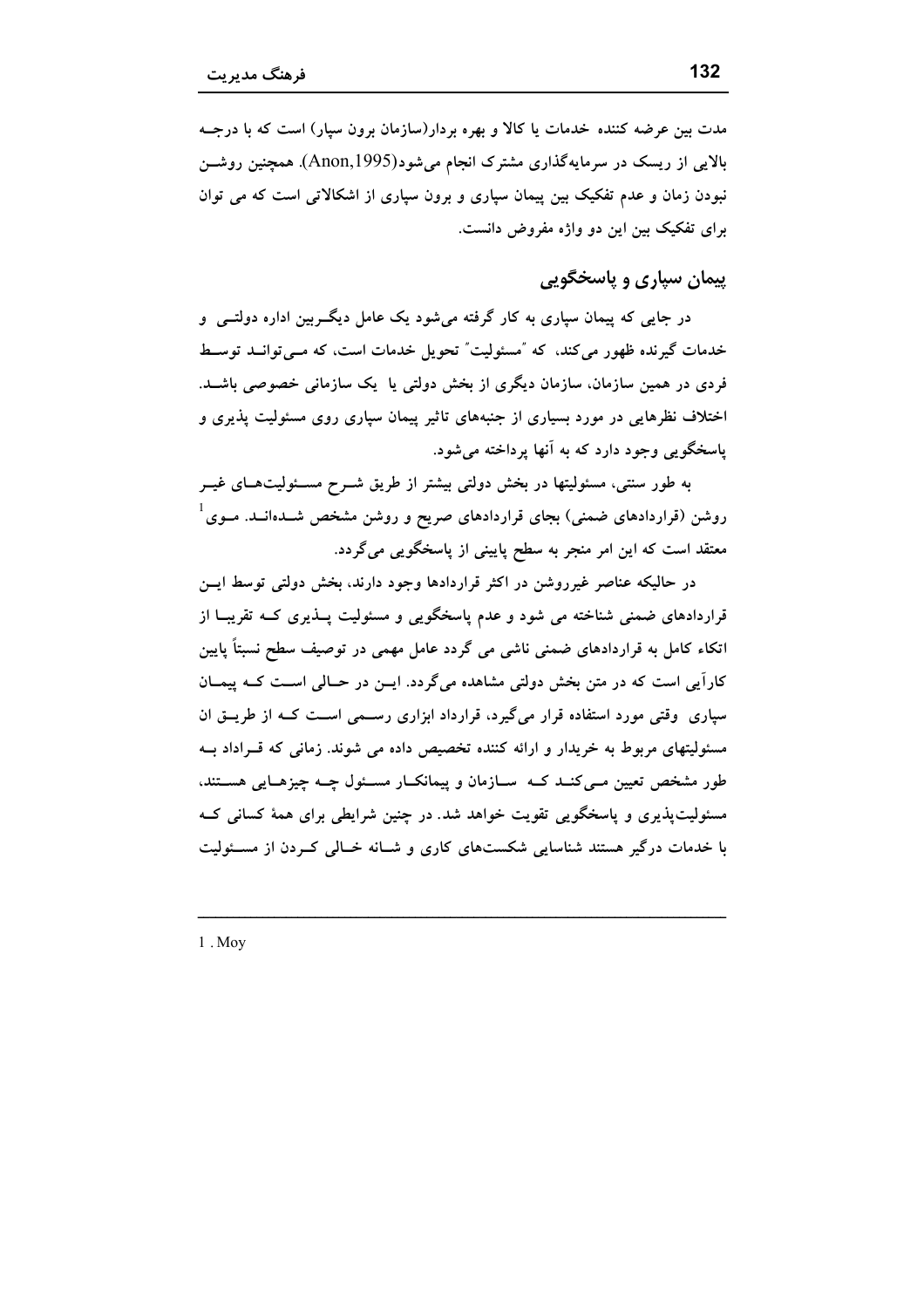مدت بین عرضه کننده خدمات یا کالا و بهره بردار(سازمان برون سپار) است که با درجه بالایی از ریسک در سرمایه‌گذاری مشترک انجام می‌شود(Anon,1995). همچنین روشن نبودن زمان و عدم تفکیک بین پیمان سپاری و برون سپاری از اشکالاتی است که می توان برای تفکیک بین این دو واژه مفروض دانست.

## پیمان سپاری و پاسخگویی

در جایی که پیمان سپاری به کار گرفته می‌شود یک عامل دیگر بین اداره دولتی و خدمات گیرنده ظهور می‌کند، که "مسئولیت" تحویل خدمات است، که می‌تواند توسط فردی در همین سازمان، سازمان دیگری از بخش دولتی یا یک سازمانی خصوصی باشد. اختلاف نظرهایی در مورد بسیاری از جنبه‌های تاثیر پیمان سپاری روی مسئولیت پذیری و پاسخگویی وجود دارد که به آنها پرداخته می‌شود.

به طور سنتی، مسئولیتها در بخش دولتی بیشتر از طریق شرح مسئولیت‌های غیر روشن (قراردادهای ضمنی) بجای قراردادهای صریح و روشن مشخص شده‌اند. موی[1] معتقد است که این امر منجر به سطح پایینی از پاسخگویی می‌گردد.

در حالیکه عناصر غیرروشن در اکثر قراردادها وجود دارند، بخش دولتی توسط این قراردادهای ضمنی شناخته می شود و عدم پاسخگویی و مسئولیت پذیری که تقریبا از اتکاء کامل به قراردادهای ضمنی ناشی می گردد عامل مهمی در توصیف سطح نسبتاً پایین کارآیی است که در متن بخش دولتی مشاهده می‌گردد. این در حالی است که پیمان سپاری وقتی مورد استفاده قرار می‌گیرد، قرارداد ابزاری رسمی است که از طریق ان مسئولیتهای مربوط به خریدار و ارائه کننده تخصیص داده می شوند. زمانی که قرارداد به طور مشخص تعیین می‌کند که سازمان و پیمانکار مسئول چه چیزهایی هستند، مسئولیت‌پذیری و پاسخگویی تقویت خواهد شد. در چنین شرایطی برای همهٔ کسانی که با خدمات درگیر هستند شناسایی شکست‌های کاری و شانه خالی کردن از مسئولیت

---

1 . Moy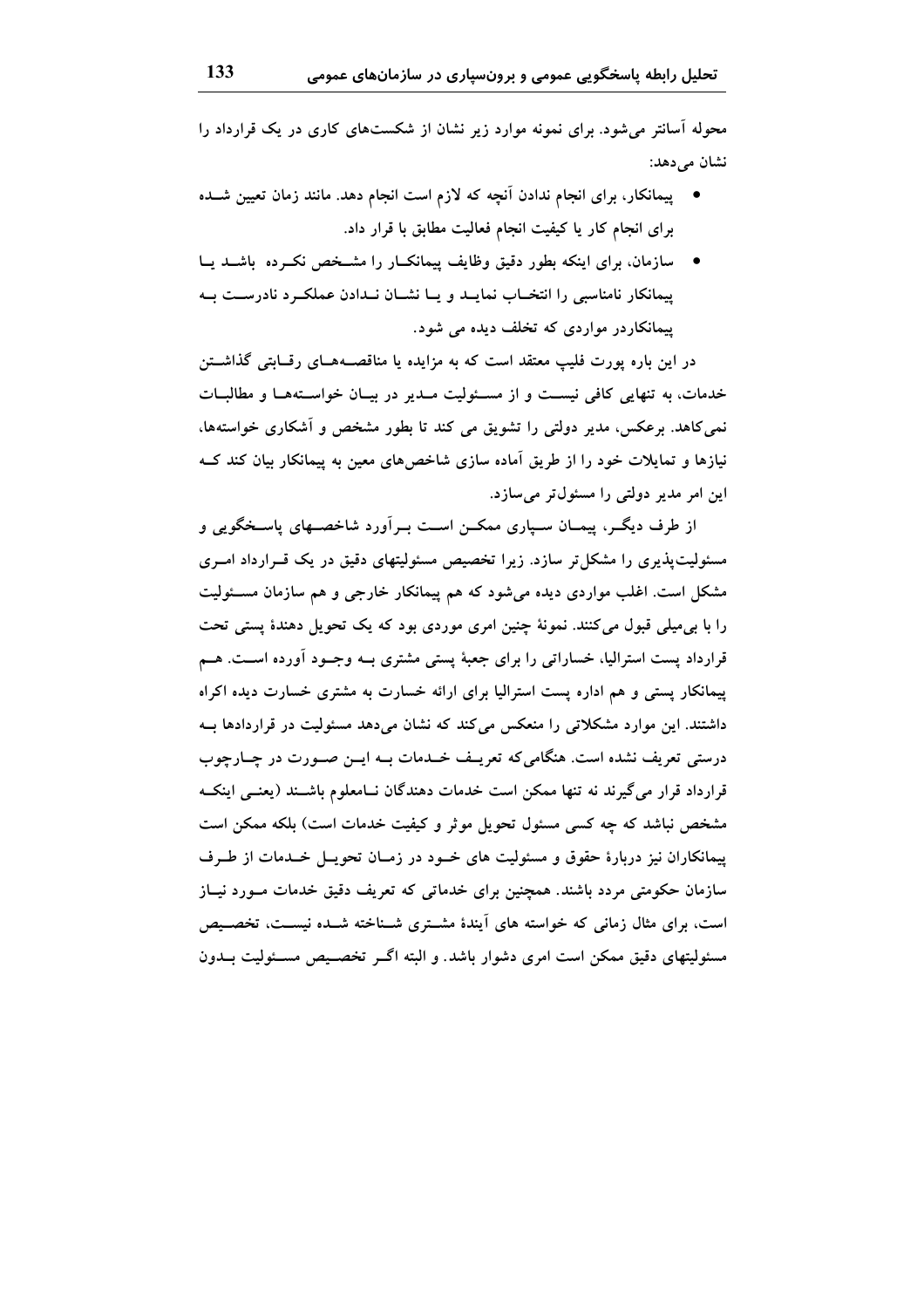محوله آسانتر می‌شود. برای نمونه موارد زیر نشان از شکست‌های کاری در یک قرارداد را نشان می‌دهد:

- پیمانکار، برای انجام ندادن آنچه که لازم است انجام دهد. مانند زمان تعیین شده برای انجام کار یا کیفیت انجام فعالیت مطابق با قرار داد.
- سازمان، برای اینکه بطور دقیق وظایف پیمانکار را مشخص نکرده باشد یا پیمانکار نامناسبی را انتخاب نماید و یا نشان ندادن عملکرد نادرست به پیمانکاردر مواردی که تخلف دیده می شود.

در این باره پورت فلیپ معتقد است که به مزایده یا مناقصه‌های رقابتی گذاشتن خدمات، به تنهایی کافی نیست و از مسئولیت مدیر در بیان خواسته‌ها و مطالبات نمی‌کاهد. برعکس، مدیر دولتی را تشویق می کند تا بطور مشخص و آشکاری خواسته‌ها، نیازها و تمایلات خود را از طریق آماده سازی شاخص‌های معین به پیمانکار بیان کند که این امر مدیر دولتی را مسئول‌تر می‌سازد.

از طرف دیگر، پیمان سپاری ممکن است برآورد شاخصهای پاسخگویی و مسئولیت‌پذیری را مشکل‌تر سازد. زیرا تخصیص مسئولیتهای دقیق در یک قرارداد امری مشکل است. اغلب مواردی دیده می‌شود که هم پیمانکار خارجی و هم سازمان مسئولیت را با بی‌میلی قبول می‌کنند. نمونهٔ چنین امری موردی بود که یک تحویل دهندهٔ پستی تحت قرارداد پست استرالیا، خساراتی را برای جعبهٔ پستی مشتری به وجود آورده است. هم پیمانکار پستی و هم اداره پست استرالیا برای ارائه خسارت به مشتری خسارت دیده اکراه داشتند. این موارد مشکلاتی را منعکس می‌کند که نشان می‌دهد مسئولیت در قراردادها به درستی تعریف نشده است. هنگامی‌که تعریف خدمات به این صورت در چارچوب قرارداد قرار می‌گیرند نه تنها ممکن است خدمات دهندگان نامعلوم باشند (یعنی اینکه مشخص نباشد که چه کسی مسئول تحویل موثر و کیفیت خدمات است) بلکه ممکن است پیمانکاران نیز دربارهٔ حقوق و مسئولیت های خود در زمان تحویل خدمات از طرف سازمان حکومتی مردد باشند. همچنین برای خدماتی که تعریف دقیق خدمات مورد نیاز است، برای مثال زمانی که خواسته های آیندهٔ مشتری شناخته شده نیست، تخصیص مسئولیتهای دقیق ممکن است امری دشوار باشد. و البته اگر تخصیص مسئولیت بدون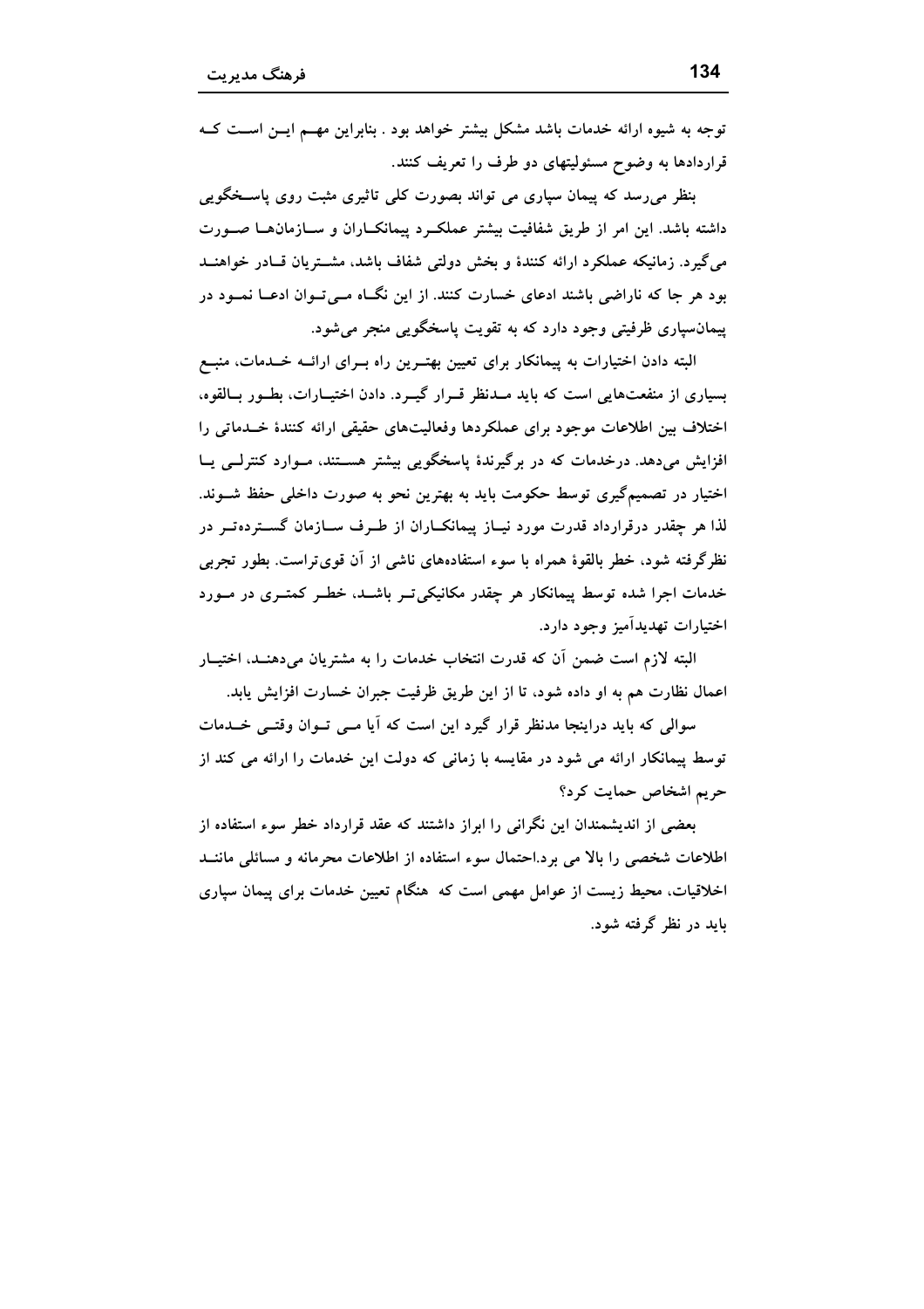توجه به شیوه ارائه خدمات باشد مشکل بیشتر خواهد بود . بنابراین مهم این است که قراردادها به وضوح مسئولیتهای دو طرف را تعریف کنند.

بنظر می‌رسد که پیمان سپاری می تواند بصورت کلی تاثیری مثبت روی پاسخگویی داشته باشد. این امر از طریق شفافیت بیشتر عملکرد پیمانکاران و سازمان‌ها صورت می‌گیرد. زمانیکه عملکرد ارائه کنندهٔ و بخش دولتی شفاف باشد، مشتریان قادر خواهند بود هر جا که ناراضی باشند ادعای خسارت کنند. از این نگاه می‌توان ادعا نمود در پیمان‌سپاری ظرفیتی وجود دارد که به تقویت پاسخگویی منجر می‌شود.

البته دادن اختیارات به پیمانکار برای تعیین بهترین راه برای ارائه خدمات، منبع بسیاری از منفعت‌هایی است که باید مدنظر قرار گیرد. دادن اختیارات، بطور بالقوه، اختلاف بین اطلاعات موجود برای عملکردها وفعالیت‌های حقیقی ارائه کنندهٔ خدماتی را افزایش می‌دهد. درخدمات که در برگیرندهٔ پاسخگویی بیشتر هستند، موارد کنترلی یا اختیار در تصمیم‌گیری توسط حکومت باید به بهترین نحو به صورت داخلی حفظ شوند. لذا هر چقدر درقرارداد قدرت مورد نیاز پیمانکاران از طرف سازمان گسترده‌تر در نظرگرفته شود، خطر بالقوهٔ همراه با سوء استفاده‌های ناشی از آن قوی‌تراست. بطور تجربی خدمات اجرا شده توسط پیمانکار هر چقدر مکانیکی‌تر باشد، خطر کمتری در مورد اختیارات تهدیدآمیز وجود دارد.

البته لازم است ضمن آن که قدرت انتخاب خدمات را به مشتریان می‌دهند، اختیار اعمال نظارت هم به او داده شود، تا از این طریق ظرفیت جبران خسارت افزایش یابد.

سوالی که باید دراینجا مدنظر قرار گیرد این است که آیا می توان وقتی خدمات توسط پیمانکار ارائه می شود در مقایسه با زمانی که دولت این خدمات را ارائه می کند از حریم اشخاص حمایت کرد؟

بعضی از اندیشمندان این نگرانی را ابراز داشتند که عقد قرارداد خطر سوء استفاده از اطلاعات شخصی را بالا می برد.احتمال سوء استفاده از اطلاعات محرمانه و مسائلی مانند اخلاقیات، محیط زیست از عوامل مهمی است که هنگام تعیین خدمات برای پیمان سپاری باید در نظر گرفته شود.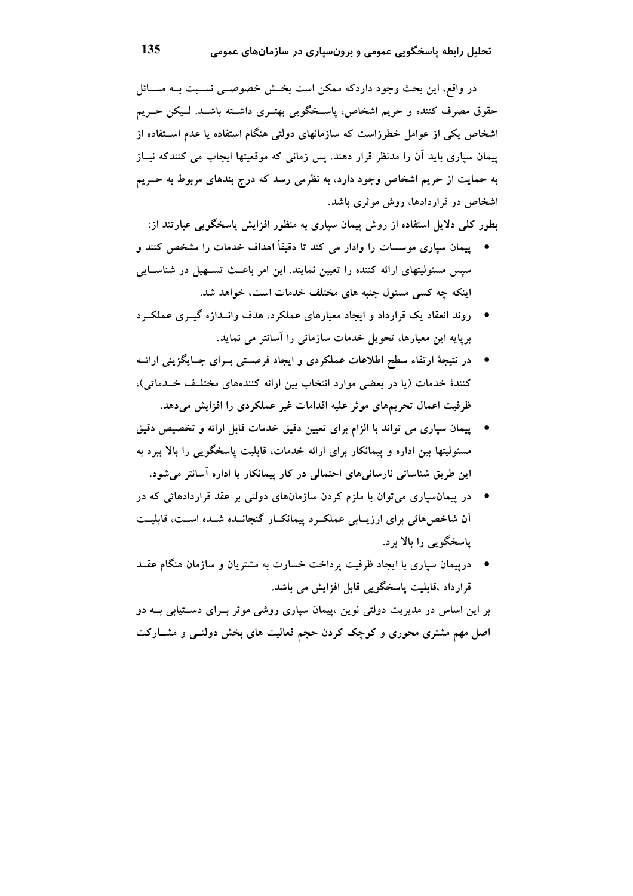در واقع، این بحث وجود داردکه ممکن است بخش خصوصی نسبت به مسائل حقوق مصرف کننده و حریم اشخاص، پاسخگویی بهتری داشته باشد. لیکن حریم اشخاص یکی از عوامل خطرزاست که سازمانهای دولتی هنگام استفاده یا عدم استفاده از پیمان سپاری باید آن را مدنظر قرار دهند. پس زمانی که موقعیتها ایجاب می کنندکه نیاز به حمایت از حریم اشخاص وجود دارد، به نظرمی رسد که درج بندهای مربوط به حریم اشخاص در قراردادها، روش موثری باشد.

بطور کلی دلایل استفاده از روش پیمان سپاری به منظور افزایش پاسخگویی عبارتند از:

- پیمان سپاری موسسات را وادار می کند تا دقیقاً اهداف خدمات را مشخص کنند و سپس مسئولیتهای ارائه کننده را تعیین نمایند. این امر باعث تسهیل در شناسایی اینکه چه کسی مسئول جنبه های مختلف خدمات است، خواهد شد.
- روند انعقاد یک قرارداد و ایجاد معیارهای عملکرد، هدف واندازه گیری عملکرد برپایه این معیارها، تحویل خدمات سازمانی را آسانتر می نماید.
- در نتیجهٔ ارتقاء سطح اطلاعات عملکردی و ایجاد فرصتی برای جایگزینی ارائه کنندهٔ خدمات (یا در بعضی موارد انتخاب بین ارائه کنندههای مختلف خدماتی)، ظرفیت اعمال تحریمهای موثر علیه اقدامات غیر عملکردی را افزایش میدهد.
- پیمان سپاری می تواند با الزام برای تعیین دقیق خدمات قابل ارائه و تخصیص دقیق مسئولیتها بین اداره و پیمانکار برای ارائه خدمات، قابلیت پاسخگویی را بالا ببرد به این طریق شناسائی نارسائیهای احتمالی در کار پیمانکار یا اداره آسانتر میشود.
- در پیمانسپاری میتوان با ملزم کردن سازمانهای دولتی بر عقد قراردادهائی که در آن شاخصهائی برای ارزیابی عملکرد پیمانکار گنجانده شده است، قابلیت پاسخگویی را بالا برد.
- درپیمان سپاری با ایجاد ظرفیت پرداخت خسارت به مشتریان و سازمان هنگام عقد قرارداد ،قابلیت پاسخگویی قابل افزایش می باشد.

بر این اساس در مدیریت دولتی نوین ،پیمان سپاری روشی موثر برای دستیابی به دو اصل مهم مشتری محوری و کوچک کردن حجم فعالیت های بخش دولتی و مشارکت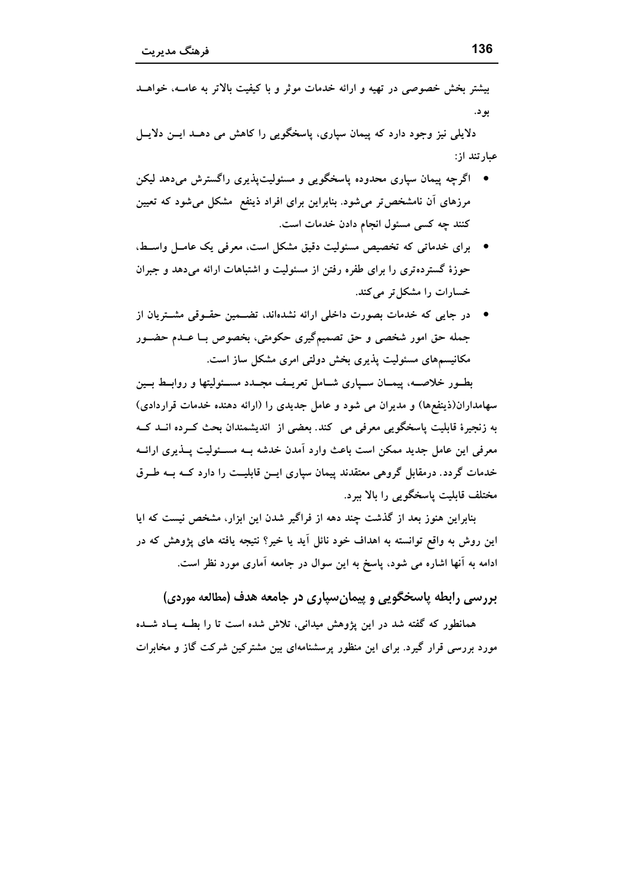بیشتر بخش خصوصی در تهیه و ارائه خدمات موثر و با کیفیت بالاتر به عامه، خواهد بود.

دلایلی نیز وجود دارد که پیمان سپاری، پاسخگویی را کاهش می دهد این دلایل عبارتند از:

- اگرچه پیمان سپاری محدوده پاسخگویی و مسئولیت‌پذیری راگسترش می‌دهد لیکن مرزهای آن نامشخص‌تر می‌شود. بنابراین برای افراد ذینفع مشکل می‌شود که تعیین کنند چه کسی مسئول انجام دادن خدمات است.
- برای خدماتی که تخصیص مسئولیت دقیق مشکل است، معرفی یک عامل واسط، حوزهٔ گسترده‌تری را برای طفره رفتن از مسئولیت و اشتباهات ارائه می‌دهد و جبران خسارات را مشکل‌تر می‌کند.
- در جایی که خدمات بصورت داخلی ارائه نشده‌اند، تضمین حقوقی مشتریان از جمله حق امور شخصی و حق تصمیم‌گیری حکومتی، بخصوص با عدم حضور مکانیسم‌های مسئولیت پذیری بخش دولتی امری مشکل ساز است.

بطور خلاصه، پیمان سپاری شامل تعریف مجدد مسئولیتها و روابط بین سهامداران(ذینفع‌ها) و مدیران می شود و عامل جدیدی را (ارائه دهنده خدمات قراردادی) به زنجیرهٔ قابلیت پاسخگویی معرفی می کند. بعضی از اندیشمندان بحث کرده اند که معرفی این عامل جدید ممکن است باعث وارد آمدن خدشه به مسئولیت پذیری ارائه خدمات گردد. درمقابل گروهی معتقدند پیمان سپاری این قابلیت را دارد که به طرق مختلف قابلیت پاسخگویی را بالا ببرد.

بنابراین هنوز بعد از گذشت چند دهه از فراگیر شدن این ابزار، مشخص نیست که ایا این روش به واقع توانسته به اهداف خود نائل آید یا خیر؟ نتیجه یافته های پژوهش که در ادامه به آنها اشاره می شود، پاسخ به این سوال در جامعه آماری مورد نظر است.

## بررسی رابطه پاسخگویی و پیمان‌سپاری در جامعه هدف (مطالعه موردی)

همانطور که گفته شد در این پژوهش میدانی، تلاش شده است تا را بطه یاد شده مورد بررسی قرار گیرد. برای این منظور پرسشنامه‌ای بین مشترکین شرکت گاز و مخابرات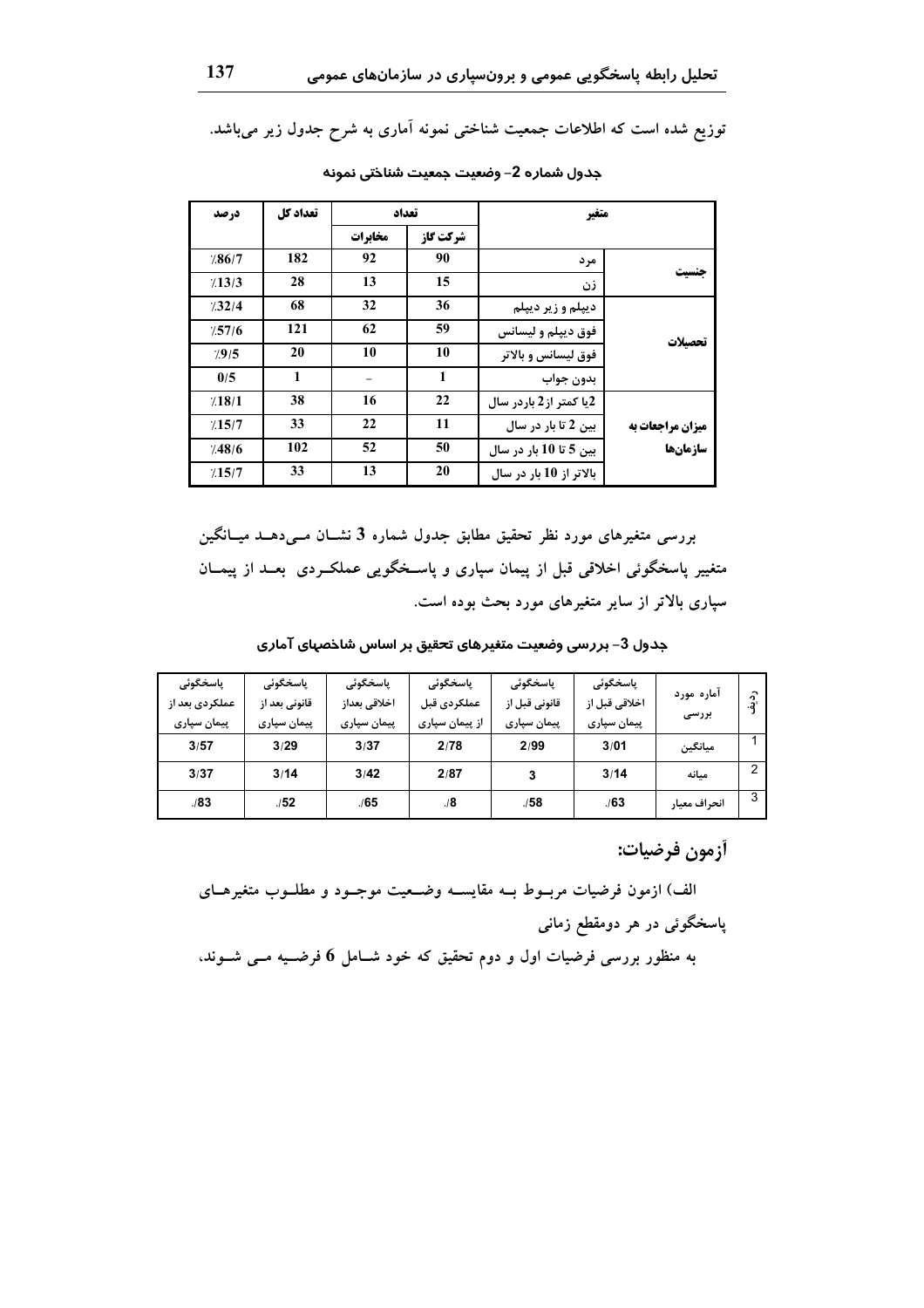توزیع شده است که اطلاعات جمعیت شناختی نمونه آماری به شرح جدول زیر می‌باشد.

جدول شماره 2- وضعیت جمعیت شناختی نمونه

| متغیر | | تعداد | | تعداد کل | درصد |
|---|---|---|---|---|---|
| | | شرکت گاز | مخابرات | | |
| جنسیت | مرد | 90 | 92 | 182 | ٪86/7 |
| | زن | 15 | 13 | 28 | ٪13/3 |
| تحصیلات | دیپلم و زیر دیپلم | 36 | 32 | 68 | ٪32/4 |
| | فوق دیپلم و لیسانس | 59 | 62 | 121 | ٪57/6 |
| | فوق لیسانس و بالاتر | 10 | 10 | 20 | ٪9/5 |
| | بدون جواب | 1 | - | 1 | 0/5 |
| میزان مراجعات به سازمان‌ها | 2یا کمتر از 2 باردر سال | 22 | 16 | 38 | ٪18/1 |
| | بین 2 تا بار در سال | 11 | 22 | 33 | ٪15/7 |
| | بین 5 تا 10 بار در سال | 50 | 52 | 102 | ٪48/6 |
| | بالاتر از 10 بار در سال | 20 | 13 | 33 | ٪15/7 |

بررسی متغیرهای مورد نظر تحقیق مطابق جدول شماره 3 نشان می‌دهد میانگین متغیر پاسخگوئی اخلاقی قبل از پیمان سپاری و پاسخگویی عملکردی بعد از پیمان سپاری بالاتر از سایر متغیرهای مورد بحث بوده است.

جدول 3- بررسی وضعیت متغیرهای تحقیق بر اساس شاخصهای آماری

| ردیف | آماره مورد بررسی | پاسخگوئی اخلاقی قبل از پیمان سپاری | پاسخگوئی قانونی قبل از پیمان سپاری | پاسخگوئی عملکردی قبل از پیمان سپاری | پاسخگوئی اخلاقی بعداز پیمان سپاری | پاسخگوئی قانونی بعد از پیمان سپاری | پاسخگوئی عملکردی بعد از پیمان سپاری |
|---|---|---|---|---|---|---|---|
| 1 | میانگین | 3/01 | 2/99 | 2/78 | 3/37 | 3/29 | 3/57 |
| 2 | میانه | 3/14 | 3 | 2/87 | 3/42 | 3/14 | 3/37 |
| 3 | انحراف معیار | 63/. | 58/. | 8/. | 65/. | 52/. | 83/. |

## آزمون فرضیات:

الف) ازمون فرضیات مربوط به مقایسه وضعیت موجود و مطلوب متغیرهای پاسخگوئی در هر دومقطع زمانی

به منظور بررسی فرضیات اول و دوم تحقیق که خود شامل 6 فرضیه می شوند،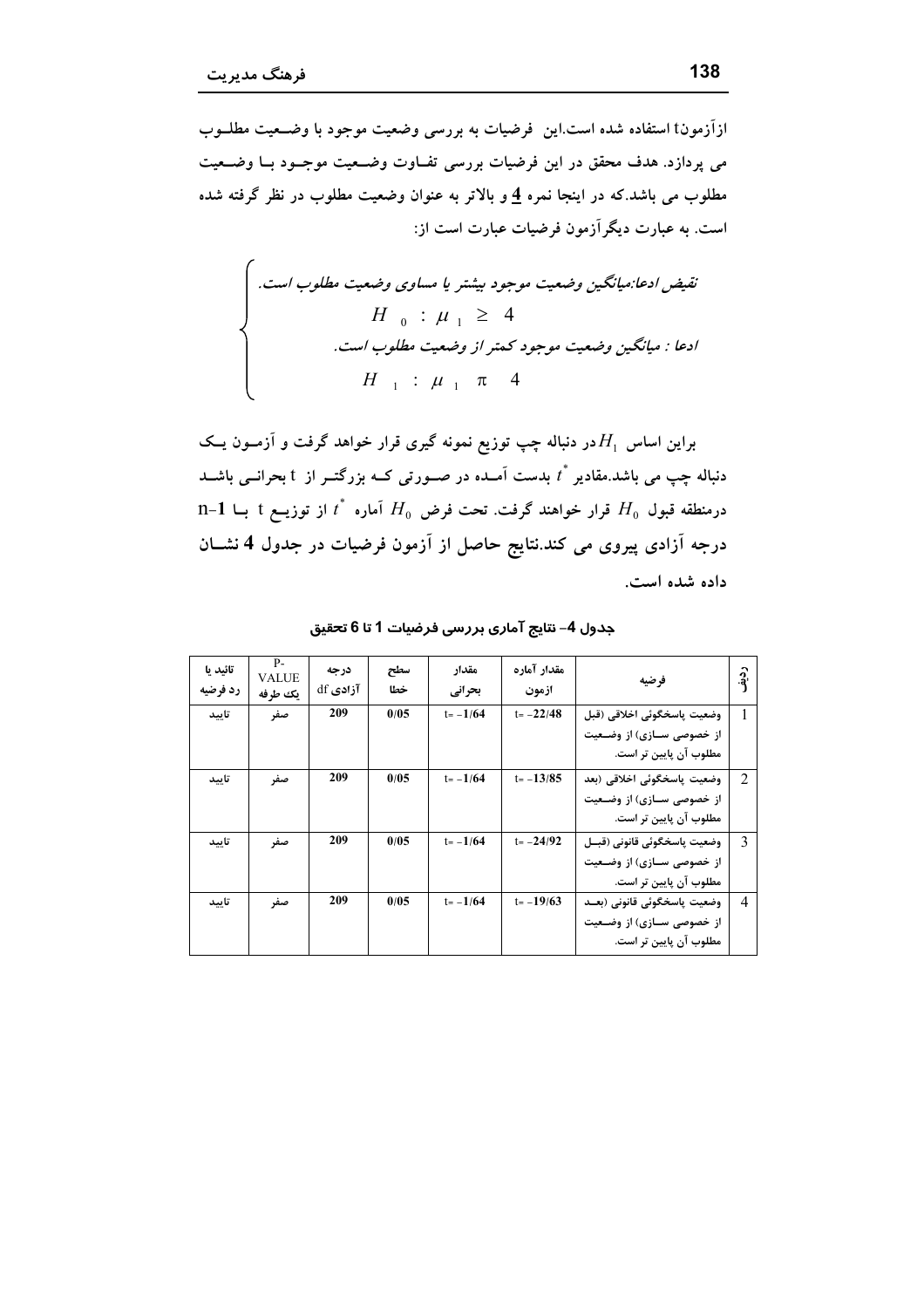ازآزمونt استفاده شده است.این فرضیات به بررسی وضعیت موجود با وضـعیت مطلـوب می پردازد. هدف محقق در این فرضیات بررسی تفـاوت وضـعیت موجـود بـا وضـعیت مطلوب می باشد.که در اینجا نمره **4** و بالاتر به عنوان وضعیت مطلوب در نظر گرفته شده است. به عبارت دیگرآزمون فرضیات عبارت است از:

*نقیض ادعا:میانگین وضعیت موجود بیشتر یا مساوی وضعیت مطلوب است.*

$$H_0 : \mu_1 \geq 4$$

*ادعا : میانگین وضعیت موجود کمتر از وضعیت مطلوب است.*

$$H_1 : \mu_1 \pi \ 4$$

براین اساس $H_1$ در دنباله چپ توزیع نمونه گیری قرار خواهد گرفت و آزمـون یـک دنباله چپ می باشد.مقادیر $t^*$ بدست آمـده در صـورتی کـه بزرگتـر از t بحرانـی باشـد درمنطقه قبول $H_0$ قرار خواهند گرفت. تحت فرض $H_0$ آماره $t^*$ از توزیـع t بـا **n-1** درجه آزادی پیروی می کند.نتایج حاصل از آزمون فرضیات در جدول 4 نشـان داده شده است.

**جدول 4- نتایج آماری بررسی فرضیات 1 تا 6 تحقیق**

| ردیف | فرضیه | مقدار آماره ازمون | مقدار بحرانی | سطح خطا | درجه آزادی df | P-VALUE یک طرفه | تائید یا رد فرضیه |
|---|---|---|---|---|---|---|---|
| 1 | وضعیت پاسخگوئی اخلاقی (قبل از خصوصی سازی) از وضعیت مطلوب آن پایین تر است. | t= -22/48 | t= -1/64 | 0/05 | 209 | صفر | تایید |
| 2 | وضعیت پاسخگوئی اخلاقی (بعد از خصوصی سازی) از وضعیت مطلوب آن پایین تر است. | t= -13/85 | t= -1/64 | 0/05 | 209 | صفر | تایید |
| 3 | وضعیت پاسخگوئی قانونی (قبل از خصوصی سازی) از وضعیت مطلوب آن پایین تر است. | t= -24/92 | t= -1/64 | 0/05 | 209 | صفر | تایید |
| 4 | وضعیت پاسخگوئی قانونی (بعد از خصوصی سازی) از وضعیت مطلوب آن پایین تر است. | t= -19/63 | t= -1/64 | 0/05 | 209 | صفر | تایید |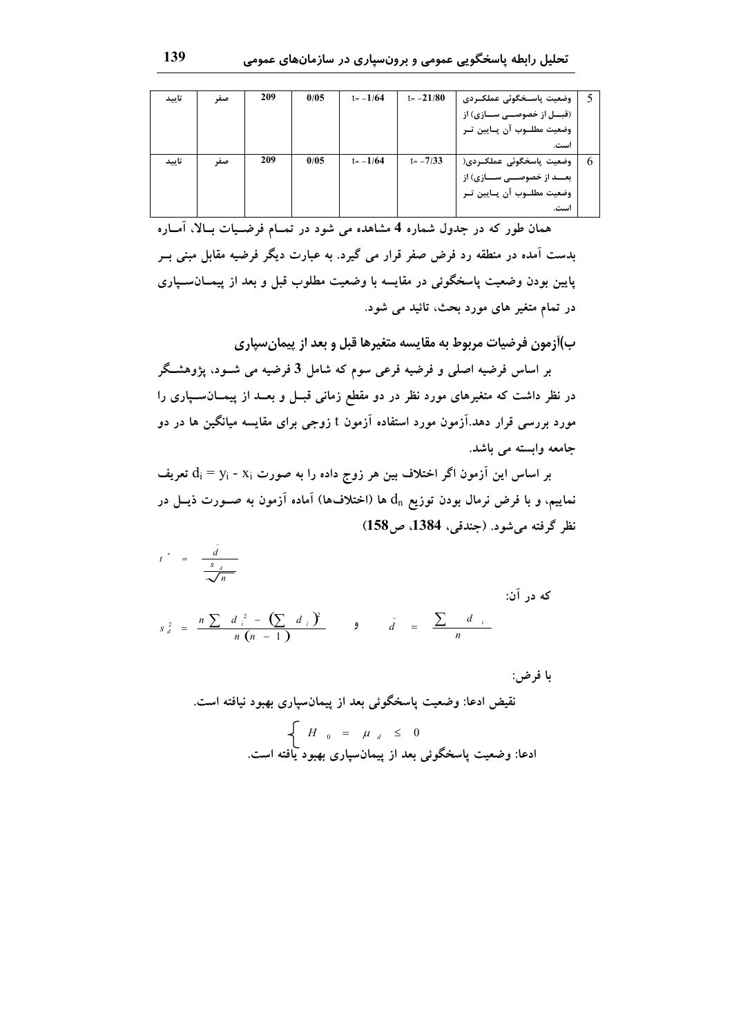| 5 | وضعیت پاسخگوئی عملکردی (قبل از خصوصی سازی) از وضعیت مطلوب آن پایین تر است. | t= -21/80 | t= -1/64 | 0/05 | 209 | صفر | تایید |
|---|---|---|---|---|---|---|---|
| 6 | وضعیت پاسخگوئی عملکردی( بعد از خصوصی سازی) از وضعیت مطلوب آن پایین تر است. | t= -7/33 | t= -1/64 | 0/05 | 209 | صفر | تایید |

**همان طور که در جدول شماره 4 مشاهده می شود در تمام فرضیات بالا، آماره بدست آمده در منطقه رد فرض صفر قرار می گیرد. به عبارت دیگر فرضیه مقابل مبنی بر پایین بودن وضعیت پاسخگوئی در مقایسه با وضعیت مطلوب قبل و بعد از پیمان‌سپاری در تمام متغیر های مورد بحث، تائید می شود.**

## ب)آزمون فرضیات مربوط به مقایسه متغیرها قبل و بعد از پیمان‌سپاری

**بر اساس فرضیه اصلی و فرضیه فرعی سوم که شامل 3 فرضیه می شود، پژوهشگر در نظر داشت که متغیرهای مورد نظر در دو مقطع زمانی قبل و بعد از پیمان‌سپاری را مورد بررسی قرار دهد.آزمون مورد استفاده آزمون t زوجی برای مقایسه میانگین ها در دو جامعه وابسته می باشد.**

**بر اساس این آزمون اگر اختلاف بین هر زوج داده را به صورت $d_i = y_i - x_i$ تعریف نماییم، و با فرض نرمال بودن توزیع $d_n$ ها (اختلاف‌ها) آماده آزمون به صورت ذیل در نظر گرفته می‌شود. (جندقی، 1384، ص158)**

$$t^* = \frac{\bar{d}}{\frac{s_d}{\sqrt{n}}}$$

**که در آن:**

$$s_d^2 = \frac{n\sum d_i^2 - \left(\sum d_i\right)^2}{n(n-1)} \quad \text{و} \quad \bar{d} = \frac{\sum d_i}{n}$$

**با فرض:**

**نقیض ادعا: وضعیت پاسخگوئی بعد از پیمان‌سپاری بهبود نیافته است.**

$$\left\{ H_0 = \mu_d \leq 0 \right.$$

**ادعا: وضعیت پاسخگوئی بعد از پیمان‌سپاری بهبود یافته است.**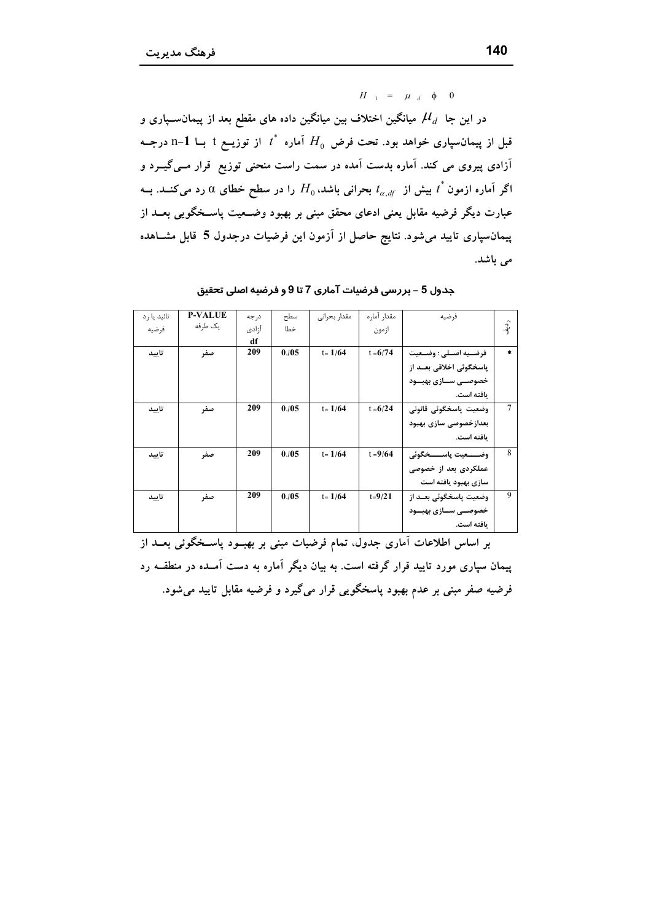$$H_1 = \mu_d > 0$$

در این جا $\mu_d$ میانگین اختلاف بین میانگین داده های مقطع بعد از پیمان‌سپاری و قبل از پیمانسپاری خواهد بود. تحت فرض $H_0$ آماره $t^*$ از توزیع t با n-1 درجه آزادی پیروی می کند. آماره بدست آمده در سمت راست منحنی توزیع قرار می‌گیرد و اگر آماره ازمون $t^*$ بیش از $t_{\alpha,df}$ بحرانی باشد، $H_0$ را در سطح خطای $\alpha$ رد می‌کند. به عبارت دیگر فرضیه مقابل یعنی ادعای محقق مبنی بر بهبود وضعیت پاسخگویی بعد از پیمانسپاری تایید می‌شود. نتایج حاصل از آزمون این فرضیات درجدول 5 قابل مشاهده می باشد.

**جدول 5 - بررسی فرضیات آماری 7 تا 9 و فرضیه اصلی تحقیق**

| ردیف | فرضیه | مقدار آماره ازمون | مقدار بحرانی | سطح خطا | درجه آزادی df | P-VALUE یک طرفه | تائید یا رد فرضیه |
|---|---|---|---|---|---|---|---|
| * | فرضیه اصلی : وضعیت پاسخگوئی اخلاقی بعد از خصوصی سازی بهبود یافته است. | t =6/74 | t= 1/64 | 0./05 | 209 | صفر | تایید |
| 7 | وضعیت پاسخگوئی قانونی بعدازخصوصی سازی بهبود یافته است. | t =6/24 | t= 1/64 | 0./05 | 209 | صفر | تایید |
| 8 | وضعیت پاسخگوئی عملکردی بعد از خصوصی سازی بهبود یافته است | t =9/64 | t= 1/64 | 0./05 | 209 | صفر | تایید |
| 9 | وضعیت پاسخگوئی بعد از خصوصی سازی بهبود یافته است. | t=9/21 | t= 1/64 | 0./05 | 209 | صفر | تایید |

بر اساس اطلاعات آماری جدول، تمام فرضیات مبنی بر بهبود پاسخگوئی بعد از پیمان سپاری مورد تایید قرار گرفته است. به بیان دیگر آماره به دست آمده در منطقه رد فرضیه صفر مبنی بر عدم بهبود پاسخگویی قرار می‌گیرد و فرضیه مقابل تایید می‌شود.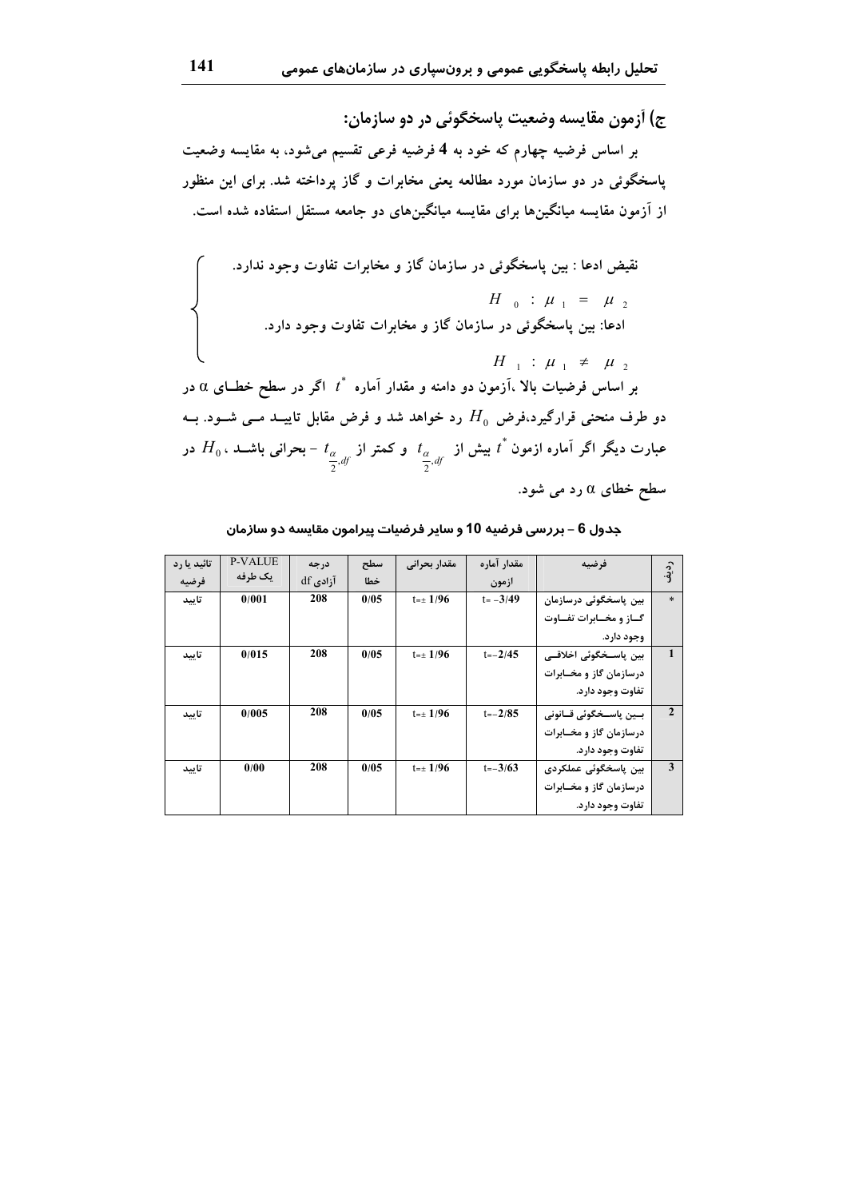### ج) آزمون مقایسه وضعیت پاسخگوئی در دو سازمان:

بر اساس فرضیه چهارم که خود به 4 فرضیه فرعی تقسیم می‌شود، به مقایسه وضعیت پاسخگوئی در دو سازمان مورد مطالعه یعنی مخابرات و گاز پرداخته شد. برای این منظور از آزمون مقایسه میانگین‌ها برای مقایسه میانگین‌های دو جامعه مستقل استفاده شده است.

نقیض ادعا : بین پاسخگوئی در سازمان گاز و مخابرات تفاوت وجود ندارد.

$$H_0 : \mu_1 = \mu_2$$

ادعا: بین پاسخگوئی در سازمان گاز و مخابرات تفاوت وجود دارد.

$$H_1 : \mu_1 \neq \mu_2$$

بر اساس فرضیات بالا ،آزمون دو دامنه و مقدار آماره $t^*$ اگر در سطح خطـای $\alpha$ در دو طرف منحنی قرارگیرد،فرض $H_0$ رد خواهد شد و فرض مقابل تاییـد مـی شـود. بـه عبارت دیگر اگر آماره ازمون $t^*$ بیش از $t_{\frac{\alpha}{2},df}$ و کمتر از $-t_{\frac{\alpha}{2},df}$ بحرانی باشـد ، $H_0$ در سطح خطای $\alpha$ رد می شود.

جدول 6 - بررسی فرضیه 10 و سایر فرضیات پیرامون مقایسه دو سازمان

| ردیف | فرضیه | مقدار آماره ازمون | مقدار بحرانی | سطح خطا | درجه آزادی df | P-VALUE یک طرفه | تائید یا رد فرضیه |
|---|---|---|---|---|---|---|---|
| * | بین پاسخگوئی درسازمان گـاز و مخـابرات تفـاوت وجود دارد. | t= -3/49 | t=± 1/96 | 0/05 | 208 | 0/001 | تایید |
| 1 | بین پاسـخگوئی اخلاقـی درسازمان گاز و مخـابرات تفاوت وجود دارد. | t=-2/45 | t=± 1/96 | 0/05 | 208 | 0/015 | تایید |
| 2 | بـین پاسـخگوئی قـانونی درسازمان گاز و مخـابرات تفاوت وجود دارد. | t=-2/85 | t=± 1/96 | 0/05 | 208 | 0/005 | تایید |
| 3 | بین پاسخگوئی عملکردی درسازمان گاز و مخـابرات تفاوت وجود دارد. | t=-3/63 | t=± 1/96 | 0/05 | 208 | 0/00 | تایید |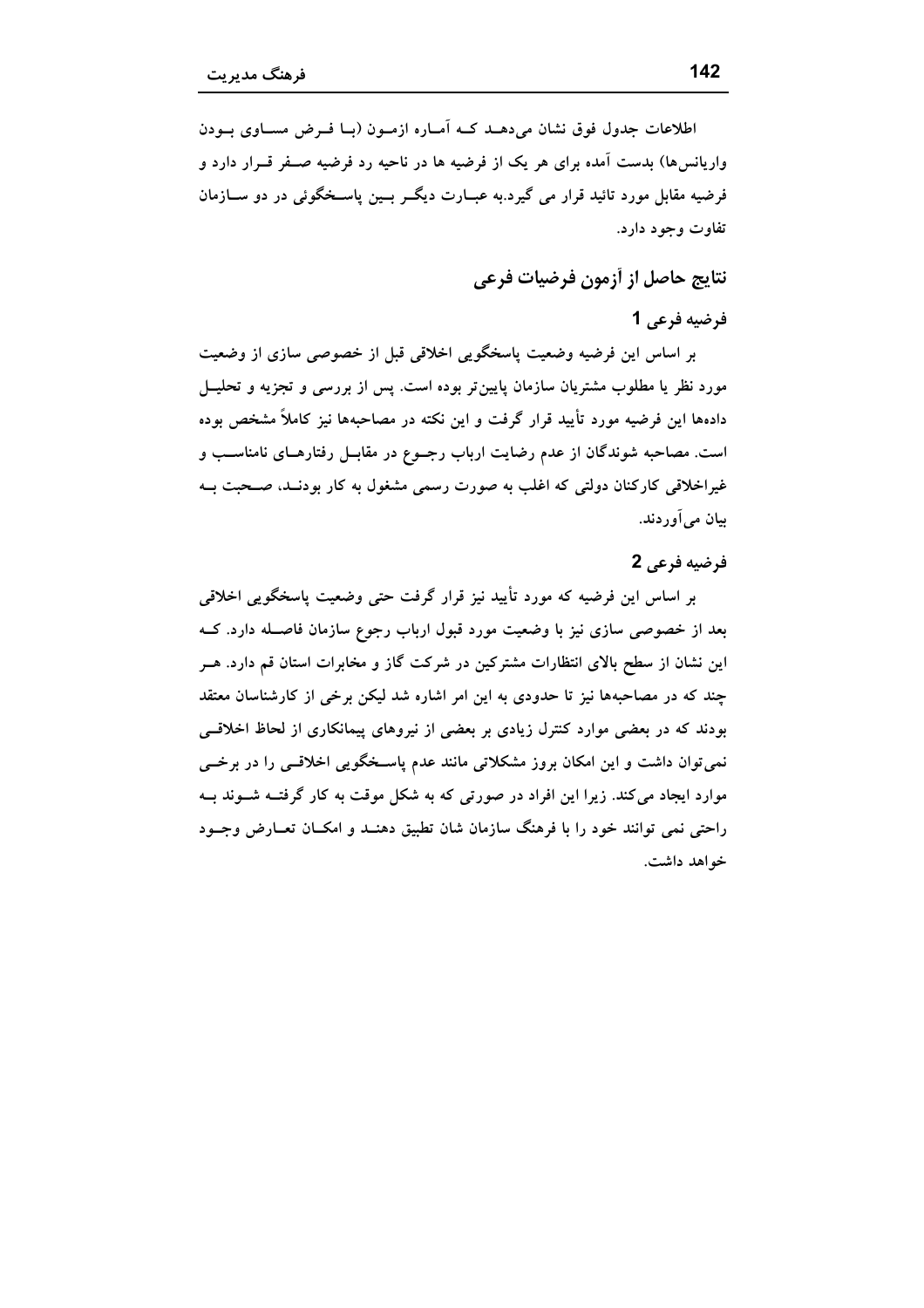اطلاعات جدول فوق نشان می‌دهد که آماره ازمون (با فرض مساوی بودن واریانس‌ها) بدست آمده برای هر یک از فرضیه ها در ناحیه رد فرضیه صفر قرار دارد و فرضیه مقابل مورد تائید قرار می گیرد.به عبارت دیگر بین پاسخگوئی در دو سازمان تفاوت وجود دارد.

## نتایج حاصل از آزمون فرضیات فرعی

### فرضیه فرعی 1

بر اساس این فرضیه وضعیت پاسخگویی اخلاقی قبل از خصوصی سازی از وضعیت مورد نظر یا مطلوب مشتریان سازمان پایین‌تر بوده است. پس از بررسی و تجزیه و تحلیل داده‌ها این فرضیه مورد تأیید قرار گرفت و این نکته در مصاحبه‌ها نیز کاملاً مشخص بوده است. مصاحبه شوندگان از عدم رضایت ارباب رجوع در مقابل رفتارهای نامناسب و غیراخلاقی کارکنان دولتی که اغلب به صورت رسمی مشغول به کار بودند، صحبت به بیان می‌آوردند.

### فرضیه فرعی 2

بر اساس این فرضیه که مورد تأیید نیز قرار گرفت حتی وضعیت پاسخگویی اخلاقی بعد از خصوصی سازی نیز با وضعیت مورد قبول ارباب رجوع سازمان فاصله دارد. که این نشان از سطح بالای انتظارات مشترکین در شرکت گاز و مخابرات استان قم دارد. هر چند که در مصاحبه‌ها نیز تا حدودی به این امر اشاره شد لیکن برخی از کارشناسان معتقد بودند که در بعضی موارد کنترل زیادی بر بعضی از نیروهای پیمانکاری از لحاظ اخلاقی نمی‌توان داشت و این امکان بروز مشکلاتی مانند عدم پاسخگویی اخلاقی را در برخی موارد ایجاد می‌کند. زیرا این افراد در صورتی که به شکل موقت به کار گرفته شوند به راحتی نمی توانند خود را با فرهنگ سازمان شان تطبیق دهند و امکان تعارض وجود خواهد داشت.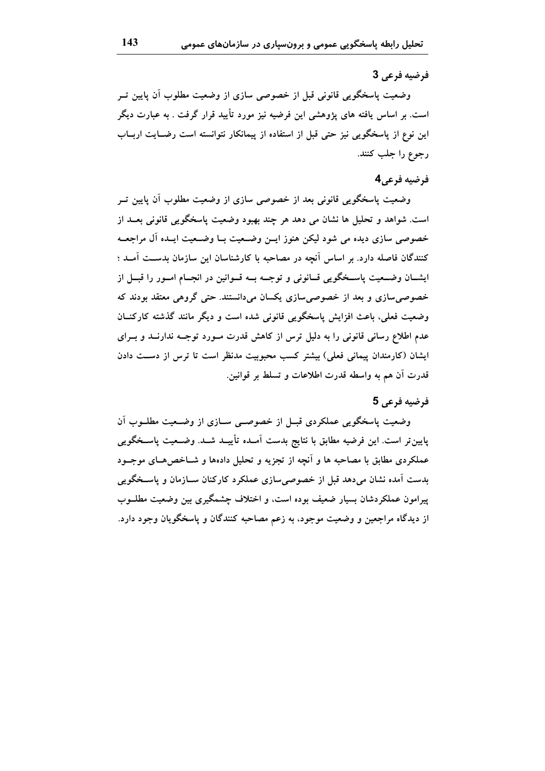### فرضیه فرعی 3

وضعیت پاسخگویی قانونی قبل از خصوصی سازی از وضعیت مطلوب آن پایین تر است. بر اساس یافته های پژوهشی این فرضیه نیز مورد تأیید قرار گرفت . به عبارت دیگر این نوع از پاسخگویی نیز حتی قبل از استفاده از پیمانکار نتوانسته است رضایت ارباب رجوع را جلب کنند.

### فرضیه فرعی4

وضعیت پاسخگویی قانونی بعد از خصوصی سازی از وضعیت مطلوب آن پایین تر است. شواهد و تحلیل ها نشان می دهد هر چند بهبود وضعیت پاسخگویی قانونی بعد از خصوصی سازی دیده می شود لیکن هنوز این وضعیت با وضعیت ایده آل مراجعه کنندگان فاصله دارد. بر اساس آنچه در مصاحبه با کارشناسان این سازمان بدست آمد ؛ ایشان وضعیت پاسخگویی قانونی و توجه به قوانین در انجام امور را قبل از خصوصی‌سازی و بعد از خصوصی‌سازی یکسان می‌دانستند. حتی گروهی معتقد بودند که وضعیت فعلی، باعث افزایش پاسخگویی قانونی شده است و دیگر مانند گذشته کارکنان عدم اطلاع رسانی قانونی را به دلیل ترس از کاهش قدرت مورد توجه ندارند و برای ایشان (کارمندان پیمانی فعلی) بیشتر کسب محبوبیت مدنظر است تا ترس از دست دادن قدرت آن هم به واسطه قدرت اطلاعات و تسلط بر قوانین.

### فرضیه فرعی 5

وضعیت پاسخگویی عملکردی قبل از خصوصی سازی از وضعیت مطلوب آن پایین‌تر است. این فرضیه مطابق با نتایج بدست آمده تأیید شد. وضعیت پاسخگویی عملکردی مطابق با مصاحبه ها و آنچه از تجزیه و تحلیل داده‌ها و شاخص‌های موجود بدست آمده نشان می‌دهد قبل از خصوصی‌سازی عملکرد کارکنان سازمان و پاسخگویی پیرامون عملکردشان بسیار ضعیف بوده است، و اختلاف چشمگیری بین وضعیت مطلوب از دیدگاه مراجعین و وضعیت موجود، به زعم مصاحبه کنندگان و پاسخگویان وجود دارد.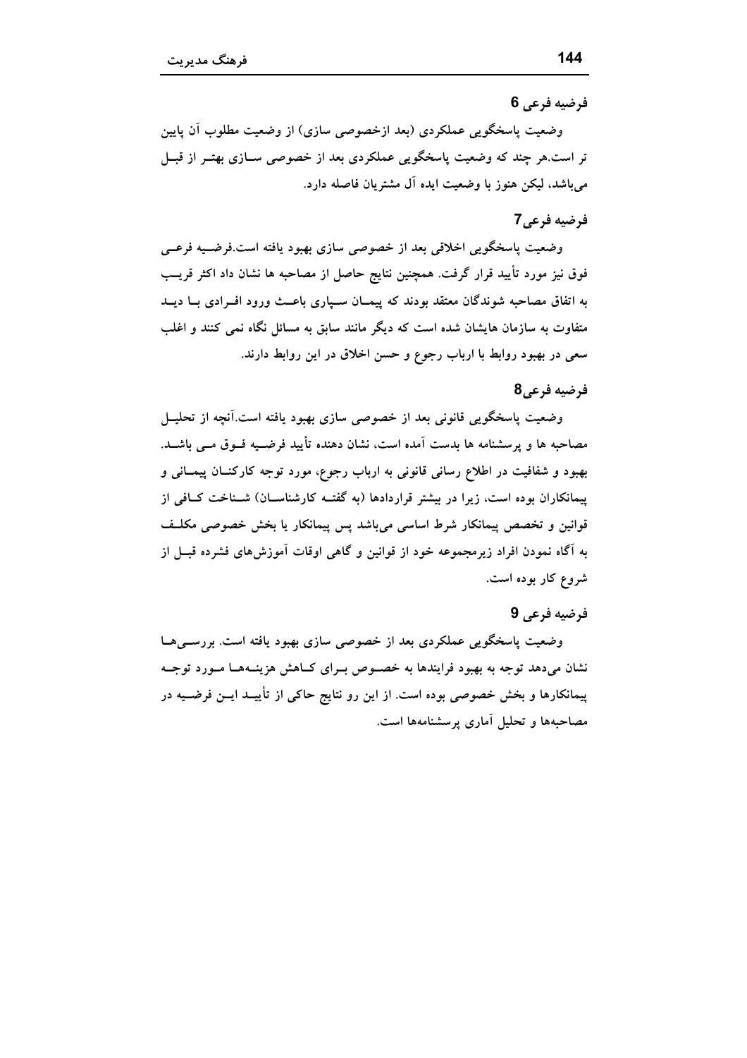### فرضیه فرعی 6

وضعیت پاسخگویی عملکردی (بعد ازخصوصی سازی) از وضعیت مطلوب آن پایین تر است.هر چند که وضعیت پاسخگویی عملکردی بعد از خصوصی سازی بهتر از قبل می‌باشد، لیکن هنوز با وضعیت ایده آل مشتریان فاصله دارد.

### فرضیه فرعی7

وضعیت پاسخگویی اخلاقی بعد از خصوصی سازی بهبود یافته است.فرضیه فرعی فوق نیز مورد تأیید قرار گرفت. همچنین نتایج حاصل از مصاحبه ها نشان داد اکثر قریب به اتفاق مصاحبه شوندگان معتقد بودند که پیمان سپاری باعث ورود افرادی با دید متفاوت به سازمان هایشان شده است که دیگر مانند سابق به مسائل نگاه نمی کنند و اغلب سعی در بهبود روابط با ارباب رجوع و حسن اخلاق در این روابط دارند.

### فرضیه فرعی8

وضعیت پاسخگویی قانونی بعد از خصوصی سازی بهبود یافته است.آنچه از تحلیل مصاحبه ها و پرسشنامه ها بدست آمده است، نشان دهنده تأیید فرضیه فوق می باشد. بهبود و شفافیت در اطلاع رسانی قانونی به ارباب رجوع، مورد توجه کارکنان پیمانی و پیمانکاران بوده است، زیرا در بیشتر قراردادها (به گفته کارشناسان) شناخت کافی از قوانین و تخصص پیمانکار شرط اساسی می‌باشد پس پیمانکار یا بخش خصوصی مکلف به آگاه نمودن افراد زیرمجموعه خود از قوانین و گاهی اوقات آموزش‌های فشرده قبل از شروع کار بوده است.

### فرضیه فرعی 9

وضعیت پاسخگویی عملکردی بعد از خصوصی سازی بهبود یافته است. بررسی‌ها نشان می‌دهد توجه به بهبود فرایندها به خصوص برای کاهش هزینه‌ها مورد توجه پیمانکارها و بخش خصوصی بوده است. از این رو نتایج حاکی از تأیید این فرضیه در مصاحبه‌ها و تحلیل آماری پرسشنامه‌ها است.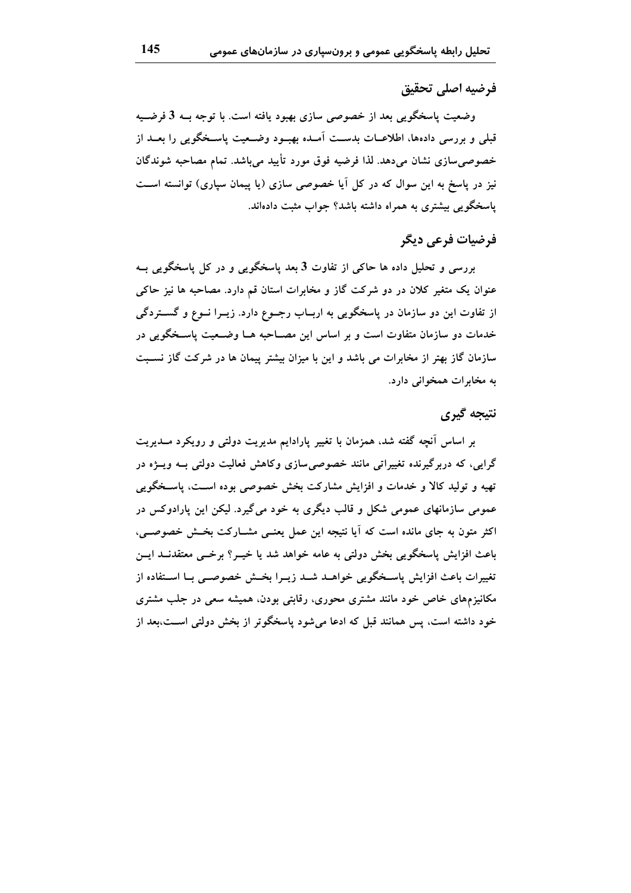## فرضیه اصلی تحقیق

وضعیت پاسخگویی بعد از خصوصی سازی بهبود یافته است. با توجه بـه 3 فرضـیه قبلی و بررسی داده‌ها، اطلاعـات بدسـت آمـده بهبـود وضـعیت پاسـخگویی را بعـد از خصوصی‌سازی نشان می‌دهد. لذا فرضیه فوق مورد تأیید می‌باشد. تمام مصاحبه شوندگان نیز در پاسخ به این سوال که در کل آیا خصوصی سازی (یا پیمان سپاری) توانسته اسـت پاسخگویی بیشتری به همراه داشته باشد؟ جواب مثبت داده‌اند.

## فرضیات فرعی دیگر

بررسی و تحلیل داده ها حاکی از تفاوت 3 بعد پاسخگویی و در کل پاسخگویی بـه عنوان یک متغیر کلان در دو شرکت گاز و مخابرات استان قم دارد. مصاحبه ها نیز حاکی از تفاوت این دو سازمان در پاسخگویی به اربـاب رجـوع دارد. زیـرا نـوع و گسـتردگی خدمات دو سازمان متفاوت است و بر اساس این مصـاحبه هـا وضـعیت پاسـخگویی در سازمان گاز بهتر از مخابرات می باشد و این با میزان بیشتر پیمان ها در شرکت گاز نسـبت به مخابرات همخوانی دارد.

## نتیجه گیری

بر اساس آنچه گفته شد، همزمان با تغییر پارادایم مدیریت دولتی و رویکرد مـدیریت گرایی، که دربرگیرنده تغییراتی مانند خصوصی‌سازی وکاهش فعالیت دولتی بـه ویـژه در تهیه و تولید کالا و خدمات و افزایش مشارکت بخش خصوصی بوده اسـت، پاسـخگویی عمومی سازمانهای عمومی شکل و قالب دیگری به خود می‌گیرد. لیکن این پارادوکس در اکثر متون به جای مانده است که آیا نتیجه این عمل یعنـی مشـارکت بخـش خصوصـی، باعث افزایش پاسخگویی بخش دولتی به عامه خواهد شد یا خیـر؟ برخـی معتقدنـد ایـن تغییرات باعث افزایش پاسـخگویی خواهـد شـد زیـرا بخـش خصوصـی بـا اسـتفاده از مکانیزم‌های خاص خود مانند مشتری محوری، رقابتی بودن، همیشه سعی در جلب مشتری خود داشته است، پس همانند قبل که ادعا می‌شود پاسخگوتر از بخش دولتی اسـت،بعد از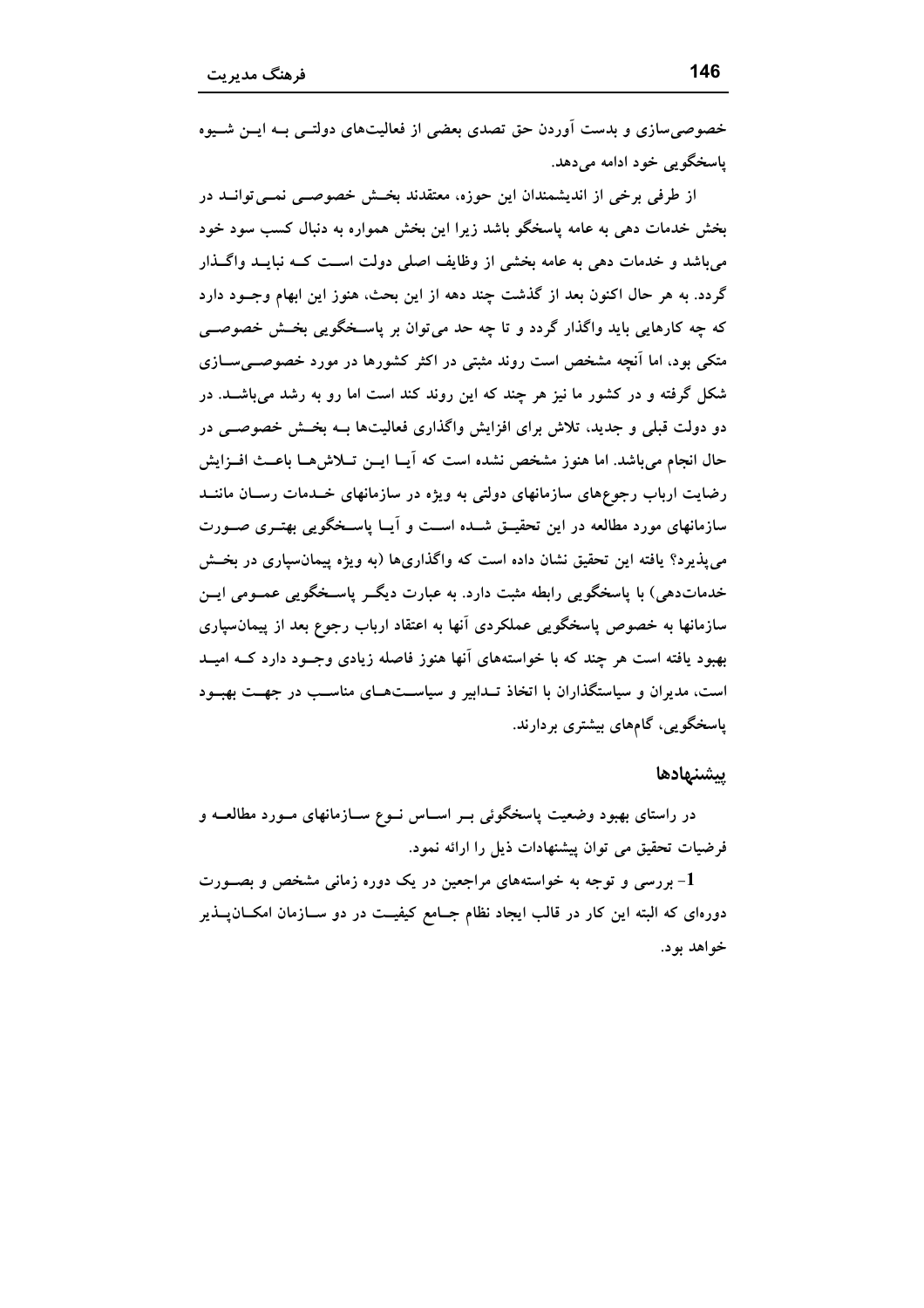خصوصی‌سازی و بدست آوردن حق تصدی بعضی از فعالیت‌های دولتـی بـه ایـن شـیوه پاسخگویی خود ادامه می‌دهد.

از طرفی برخی از اندیشمندان این حوزه، معتقدند بخـش خصوصـی نمـی‌توانـد در بخش خدمات دهی به عامه پاسخگو باشد زیرا این بخش همواره به دنبال کسب سود خود می‌باشد و خدمات دهی به عامه بخشی از وظایف اصلی دولت اسـت کـه نبایـد واگـذار گردد. به هر حال اکنون بعد از گذشت چند دهه از این بحث، هنوز این ابهام وجـود دارد که چه کارهایی باید واگذار گردد و تا چه حد می‌توان بر پاسـخگویی بخـش خصوصـی متکی بود، اما آنچه مشخص است روند مثبتی در اکثر کشورها در مورد خصوصـی‌سـازی شکل گرفته و در کشور ما نیز هر چند که این روند کند است اما رو به رشد می‌باشـد. در دو دولت قبلی و جدید، تلاش برای افزایش واگذاری فعالیت‌ها بـه بخـش خصوصـی در حال انجام می‌باشد. اما هنوز مشخص نشده است که آیـا ایـن تـلاش‌هـا باعـث افـزایش رضایت ارباب رجوع‌های سازمانهای دولتی به ویژه در سازمانهای خـدمات رسـان ماننـد سازمانهای مورد مطالعه در این تحقیـق شـده اسـت و آیـا پاسـخگویی بهتـری صـورت می‌پذیرد؟ یافته این تحقیق نشان داده است که واگذاری‌ها (به ویژه پیمان‌سپاری در بخـش خدمات‌دهی) با پاسخگویی رابطه مثبت دارد. به عبارت دیگـر پاسـخگویی عمـومی ایـن سازمانها به خصوص پاسخگویی عملکردی آنها به اعتقاد ارباب رجوع بعد از پیمان‌سپاری بهبود یافته است هر چند که با خواسته‌های آنها هنوز فاصله زیادی وجـود دارد کـه امیـد است، مدیران و سیاستگذاران با اتخاذ تـدابیر و سیاسـت‌هـای مناسـب در جهـت بهبـود پاسخگویی، گام‌های بیشتری بردارند.

## پیشنهادها

در راستای بهبود وضعیت پاسخگوئی بـر اسـاس نـوع سـازمانهای مـورد مطالعـه و فرضیات تحقیق می توان پیشنهادات ذیل را ارائه نمود.

1- بررسی و توجه به خواسته‌های مراجعین در یک دوره زمانی مشخص و بصـورت دوره‌ای که البته این کار در قالب ایجاد نظام جـامع کیفیـت در دو سـازمان امکـان‌پـذیر خواهد بود.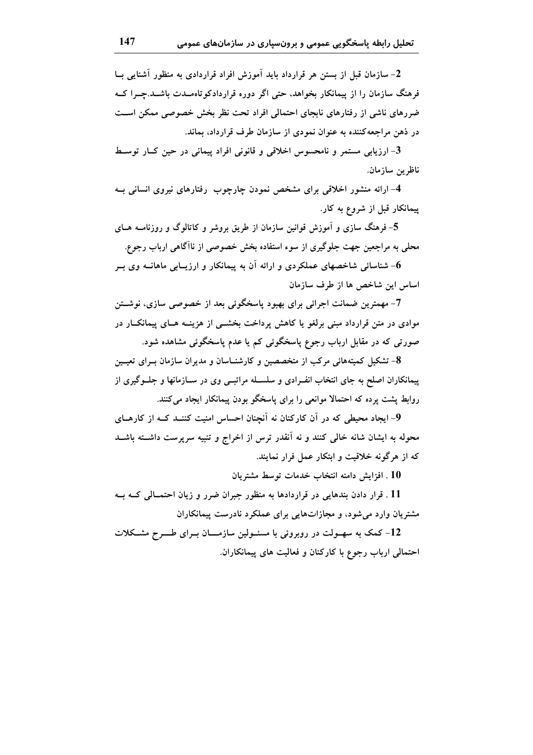2- سازمان قبل از بستن هر قرارداد باید آموزش افراد قراردادی به منظور آشنایی با فرهنگ سازمان را از پیمانکار بخواهد، حتی اگر دوره قراردادکوتاه‌مدت باشد.چرا که ضررهای ناشی از رفتارهای نابجای احتمالی افراد تحت نظر بخش خصوصی ممکن است در ذهن مراجعه‌کننده به عنوان نمودی از سازمان طرف قرارداد، بماند.

3- ارزیابی مستمر و نامحسوس اخلاقی و قانونی افراد پیمانی در حین کار توسط ناظرین سازمان.

4- ارائه منشور اخلاقی برای مشخص نمودن چارچوب رفتارهای نیروی انسانی به پیمانکار قبل از شروع به کار.

5- فرهنگ سازی و آموزش قوانین سازمان از طریق بروشر و کاتالوگ و روزنامه های محلی به مراجعین جهت جلوگیری از سوء استفاده بخش خصوصی از ناآگاهی ارباب رجوع.

6- شناسائی شاخصهای عملکردی و ارائه آن به پیمانکار و ارزیابی ماهانه وی بر اساس این شاخص ها از طرف سازمان

7- مهمترین ضمانت اجرائی برای بهبود پاسخگوئی بعد از خصوصی سازی، نوشتن موادی در متن قرارداد مبنی برلغو یا کاهش پرداخت بخشی از هزینه های پیمانکار در صورتی که در مقابل ارباب رجوع پاسخگوئی کم یا عدم پاسخگوئی مشاهده شود.

8- تشکیل کمیته‌هائی مرکب از متخصصین و کارشناسان و مدیران سازمان برای تعیین پیمانکاران اصلح به جای انتخاب انفرادی و سلسله مراتبی وی در سازمانها و جلوگیری از روابط پشت پرده که احتمالا موانعی را برای پاسخگو بودن پیمانکار ایجاد می‌کنند.

9- ایجاد محیطی که در آن کارکنان نه آنچنان احساس امنیت کنند که از کارهای محوله به ایشان شانه خالی کنند و نه آنقدر ترس از اخراج و تنبیه سرپرست داشته باشد که از هرگونه خلاقیت و ابتکار عمل فرار نمایند.

10 . افزایش دامنه انتخاب خدمات توسط مشتریان

11 . قرار دادن بندهایی در قراردادها به منظور جبران ضرر و زیان احتمالی که به مشتریان وارد می‌شود، و مجازات‌هایی برای عملکرد نادرست پیمانکاران

12- کمک به سهولت در روبروئی با مسئولین سازمان برای طرح مشکلات احتمالی ارباب رجوع با کارکنان و فعالیت های پیمانکاران.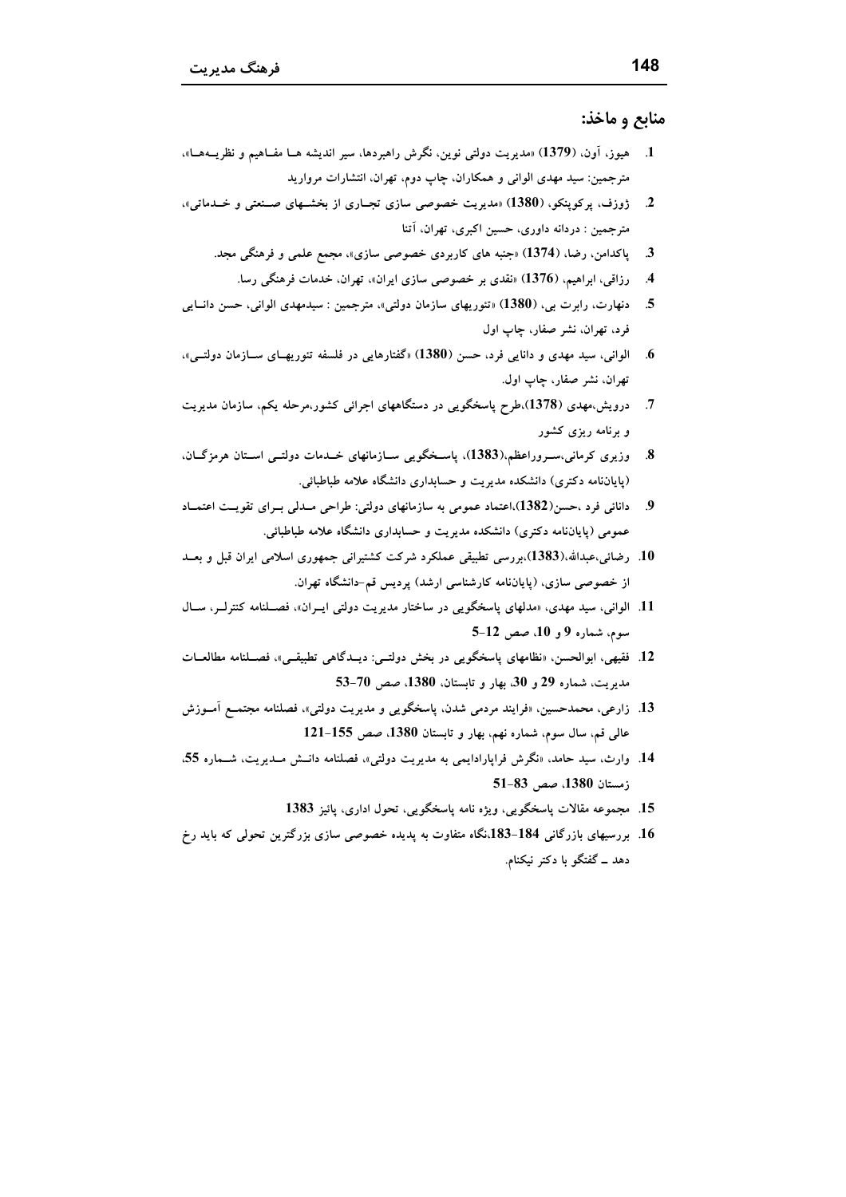## منابع و ماخذ:

1. هیوز، آون، (1379) «مدیریت دولتی نوین، نگرش راهبردها، سیر اندیشه ها مفاهیم و نظریه‌ها»، مترجمین: سید مهدی الوانی و همکاران، چاپ دوم، تهران، انتشارات مروارید
2. ژوزف، پرکوینکو، (1380) «مدیریت خصوصی سازی تجاری از بخشهای صنعتی و خدماتی»، مترجمین : دردانه داوری، حسین اکبری، تهران، آتنا
3. پاکدامن، رضا، (1374) «جنبه های کاربردی خصوصی سازی»، مجمع علمی و فرهنگی مجد.
4. رزاقی، ابراهیم، (1376) «نقدی بر خصوصی سازی ایران»، تهران، خدمات فرهنگی رسا.
5. دنهارت، رابرت بی، (1380) «تئوریهای سازمان دولتی»، مترجمین : سیدمهدی الوانی، حسن دانایی فرد، تهران، نشر صفار، چاپ اول
6. الوانی، سید مهدی و دانایی فرد، حسن (1380) «گفتارهایی در فلسفه تئوریهای سازمان دولتی»، تهران، نشر صفار، چاپ اول.
7. درویش،مهدی (1378)،طرح پاسخگویی در دستگاههای اجرائی کشور،مرحله یکم، سازمان مدیریت و برنامه ریزی کشور
8. وزیری کرمانی،سرورااعظم،(1383)، پاسخگویی سازمانهای خدمات دولتی استان هرمزگان، (پایان‌نامه دکتری) دانشکده مدیریت و حسابداری دانشگاه علامه طباطبائی.
9. دانائی فرد ،حسن(1382)،اعتماد عمومی به سازمانهای دولتی: طراحی مدلی برای تقویت اعتماد عمومی (پایان‌نامه دکتری) دانشکده مدیریت و حسابداری دانشگاه علامه طباطبائی.
10. رضائی،عبدالله،(1383)،بررسی تطبیقی عملکرد شرکت کشتیرانی جمهوری اسلامی ایران قبل و بعد از خصوصی سازی، (پایان‌نامه کارشناسی ارشد) پردیس قم-دانشگاه تهران.
11. الوانی، سید مهدی، «مدلهای پاسخگویی در ساختار مدیریت دولتی ایران»، فصلنامه کنترلر، سال سوم، شماره 9 و 10، صص 12-5
12. فقیهی، ابوالحسن، «نظامهای پاسخگویی در بخش دولتی: دیدگاهی تطبیقی»، فصلنامه مطالعات مدیریت، شماره 29 و 30، بهار و تابستان، 1380، صص 70-53
13. زارعی، محمدحسین، «فرایند مردمی شدن، پاسخگویی و مدیریت دولتی»، فصلنامه مجتمع آموزش عالی قم، سال سوم، شماره نهم، بهار و تابستان 1380، صص 155-121
14. وارث، سید حامد، «نگرش فراپارادایمی به مدیریت دولتی»، فصلنامه دانش مدیریت، شماره 55، زمستان 1380، صص 83-51
15. مجموعه مقالات پاسخگویی، ویژه نامه پاسخگویی، تحول اداری، پائیز 1383
16. بررسیهای بازرگانی 184-183،نگاه متفاوت به پدیده خصوصی سازی بزرگترین تحولی که باید رخ دهد ـ گفتگو با دکتر نیکنام.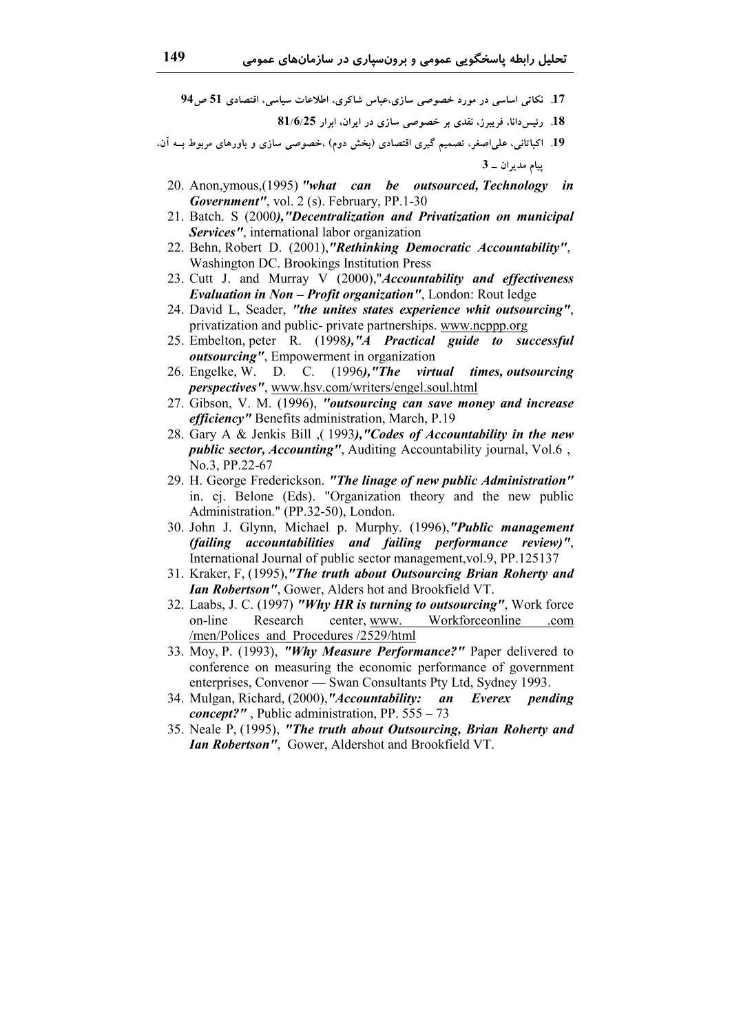17. نکاتی اساسی در مورد خصوصی سازی،عباس شاکری، اطلاعات سیاسی، اقتصادی **51** ص **94**

18. رئیس‌دانا، فریبرز، نقدی بر خصوصی سازی در ایران، ابرار **81/6/25**

19. اکباتانی، علی‌اصغر، تصمیم گیری اقتصادی (بخش دوم) ،خصوصی سازی و باورهای مربوط بــه آن، پیام مدیران ــ **3**

20. Anon,ymous,(1995) ***"what can be outsourced, Technology in Government"***, vol. 2 (s). February, PP.1-30
21. Batch. S (2000***),"Decentralization and Privatization on municipal Services"***, international labor organization
22. Behn, Robert D. (2001),***"Rethinking Democratic Accountability"***, Washington DC. Brookings Institution Press
23. Cutt J. and Murray V (2000),"***Accountability and effectiveness Evaluation in Non – Profit organization"***, London: Rout ledge
24. David L, Seader, ***"the unites states experience whit outsourcing"***, privatization and public- private partnerships. www.ncppp.org
25. Embelton, peter R. (1998***),"A Practical guide to successful outsourcing"***, Empowerment in organization
26. Engelke, W. D. C. (1996***),"The virtual times, outsourcing perspectives"***, www.hsv.com/writers/engel.soul.html
27. Gibson, V. M. (1996), ***"outsourcing can save money and increase efficiency"*** Benefits administration, March, P.19
28. Gary A & Jenkis Bill ,( 1993***),"Codes of Accountability in the new public sector, Accounting"***, Auditing Accountability journal, Vol.6 , No.3, PP.22-67
29. H. George Frederickson. ***"The linage of new public Administration"*** in. cj. Belone (Eds). "Organization theory and the new public Administration." (PP.32-50), London.
30. John J. Glynn, Michael p. Murphy. (1996),***"Public management (failing accountabilities and failing performance review)"***, International Journal of public sector management,vol.9, PP.125137
31. Kraker, F, (1995),***"The truth about Outsourcing Brian Roherty and Ian Robertson"***, Gower, Alders hot and Brookfield VT.
32. Laabs, J. C. (1997) ***"Why HR is turning to outsourcing"***, Work force on-line Research center, www. Workforceonline .com /men/Polices_and_Procedures /2529/html
33. Moy, P. (1993), ***"Why Measure Performance?"*** Paper delivered to conference on measuring the economic performance of government enterprises, Convenor — Swan Consultants Pty Ltd, Sydney 1993.
34. Mulgan, Richard, (2000),***"Accountability: an Everex pending concept?"*** , Public administration, PP. 555 – 73
35. Neale P, (1995), ***"The truth about Outsourcing, Brian Roherty and Ian Robertson"***, Gower, Aldershot and Brookfield VT.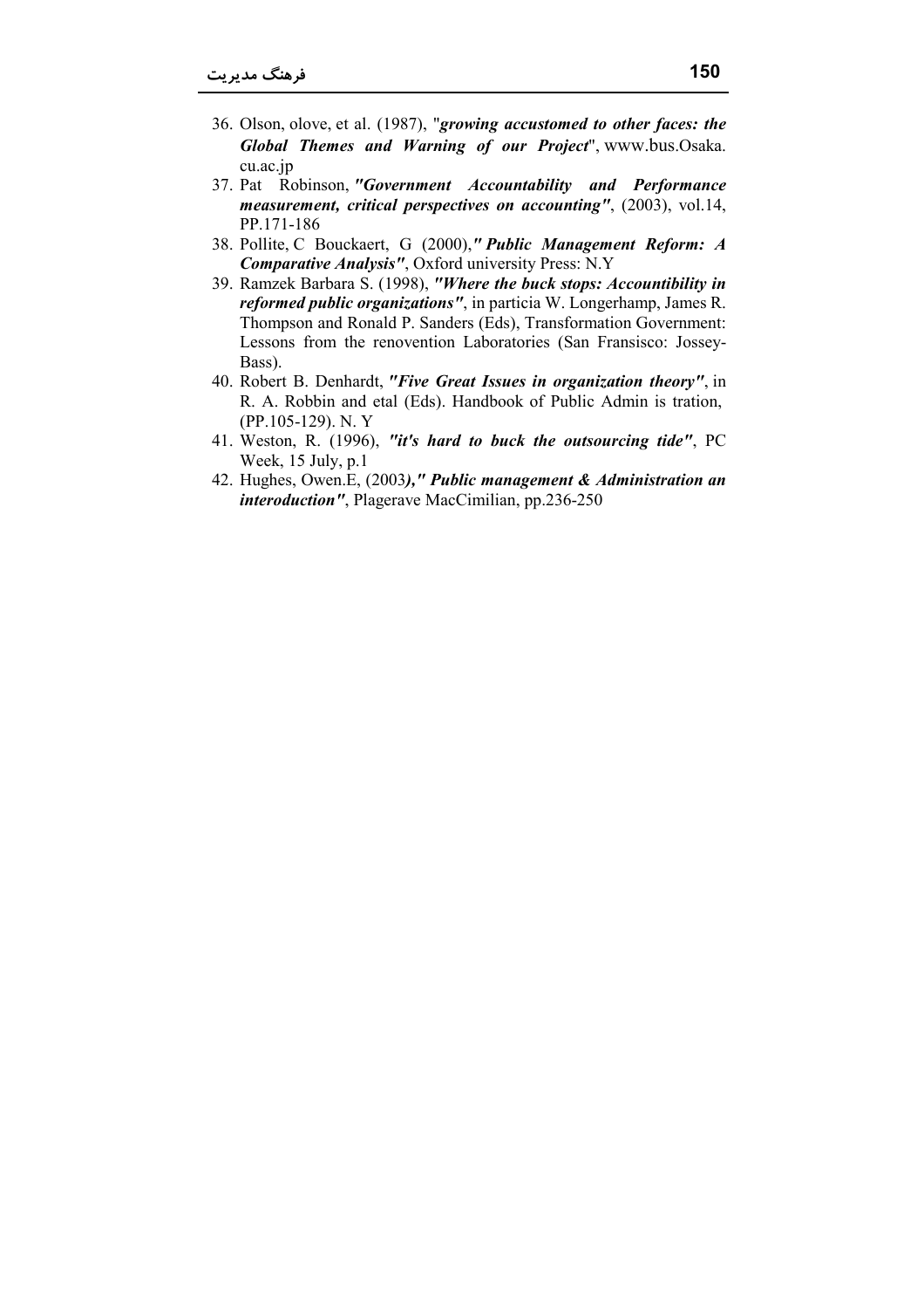36. Olson, olove, et al. (1987), "***growing accustomed to other faces: the Global Themes and Warning of our Project***", www.bus.Osaka.cu.ac.jp
37. Pat Robinson, ***"Government Accountability and Performance measurement, critical perspectives on accounting"***, (2003), vol.14, PP.171-186
38. Pollite, C Bouckaert, G (2000),***" Public Management Reform: A Comparative Analysis"***, Oxford university Press: N.Y
39. Ramzek Barbara S. (1998), ***"Where the buck stops: Accountibility in reformed public organizations"***, in particia W. Longerhamp, James R. Thompson and Ronald P. Sanders (Eds), Transformation Government: Lessons from the renovention Laboratories (San Fransisco: Jossey-Bass).
40. Robert B. Denhardt, ***"Five Great Issues in organization theory"***, in R. A. Robbin and etal (Eds). Handbook of Public Admin is tration, (PP.105-129). N. Y
41. Weston, R. (1996), ***"it's hard to buck the outsourcing tide"***, PC Week, 15 July, p.1
42. Hughes, Owen.E, (2003***)," Public management & Administration an interoduction"***, Plagerave MacCimilian, pp.236-250